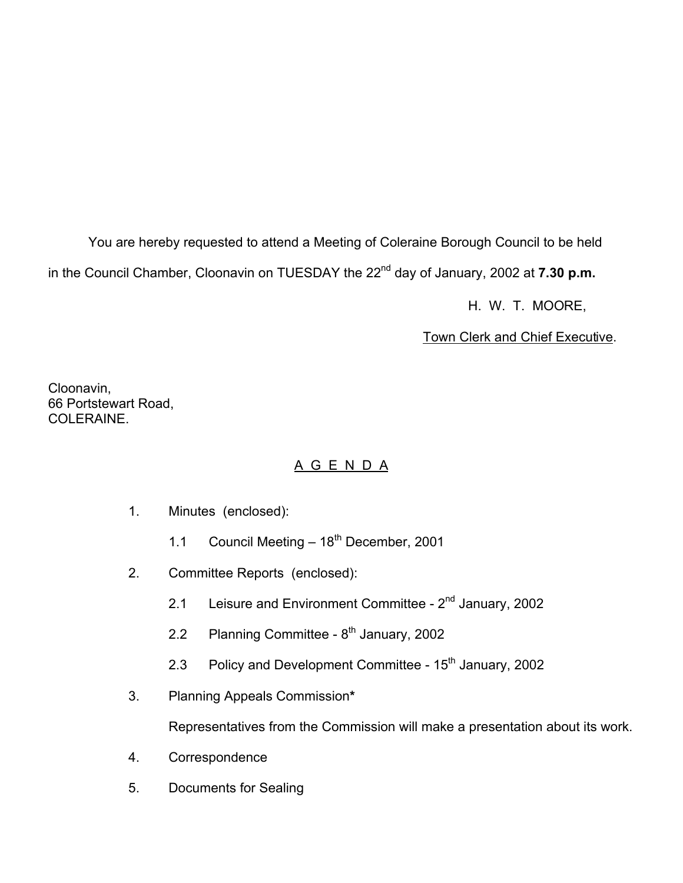You are hereby requested to attend a Meeting of Coleraine Borough Council to be held in the Council Chamber, Cloonavin on TUESDAY the 22nd day of January, 2002 at **7.30 p.m.**

H. W. T. MOORE,

Town Clerk and Chief Executive.

Cloonavin,
66 Portstewart Road,
COLERAINE.

## A G E N D A

1. Minutes (enclosed):

   1.1 Council Meeting – 18th December, 2001

2. Committee Reports (enclosed):

   2.1 Leisure and Environment Committee - 2nd January, 2002

   2.2 Planning Committee - 8th January, 2002

   2.3 Policy and Development Committee - 15th January, 2002

3. Planning Appeals Commission**\***

   Representatives from the Commission will make a presentation about its work.

4. Correspondence

5. Documents for Sealing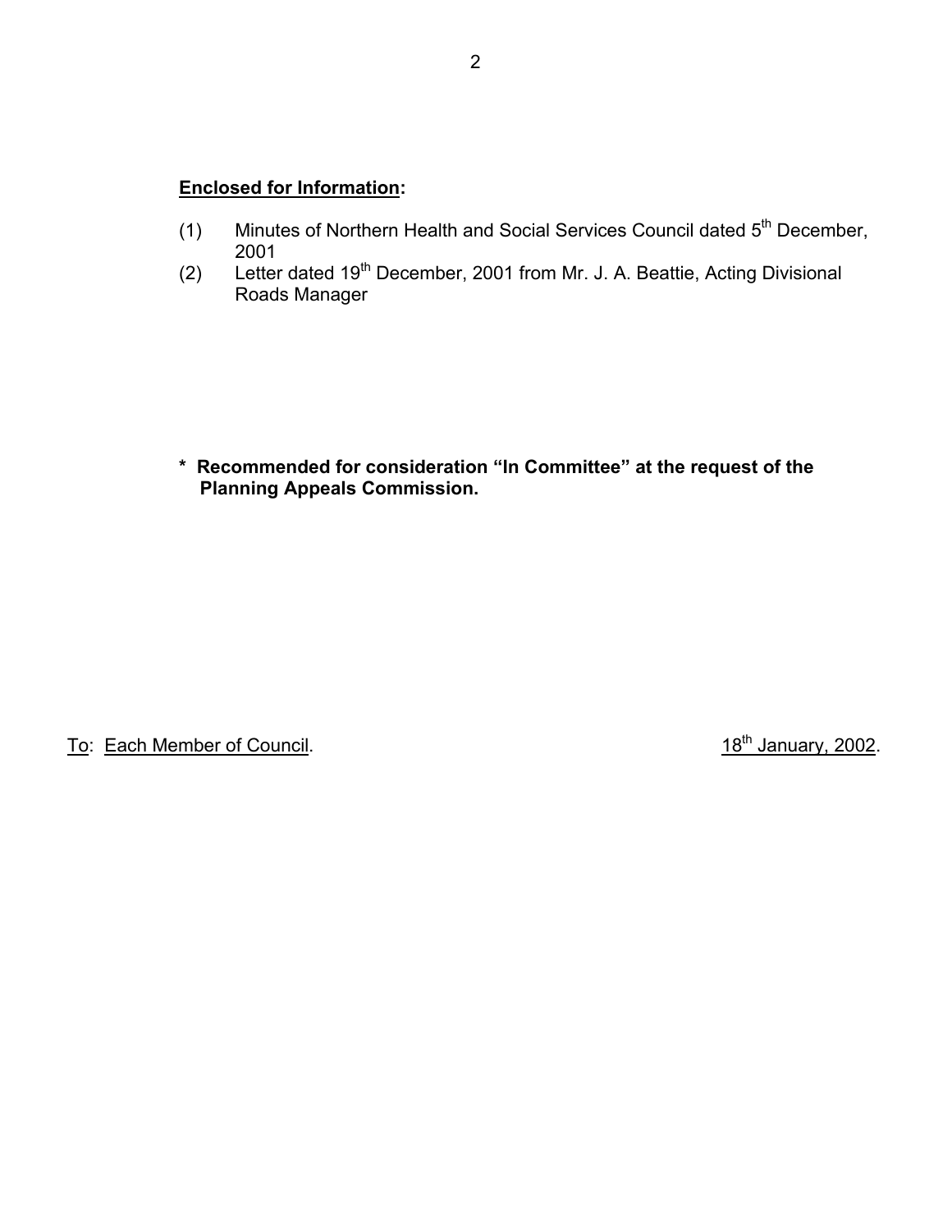**<u>Enclosed for Information</u>:**

(1) Minutes of Northern Health and Social Services Council dated 5th December, 2001

(2) Letter dated 19th December, 2001 from Mr. J. A. Beattie, Acting Divisional Roads Manager

**\* Recommended for consideration "In Committee" at the request of the Planning Appeals Commission.**

<u>To</u>: <u>Each Member of Council</u>. <u>18th January, 2002</u>.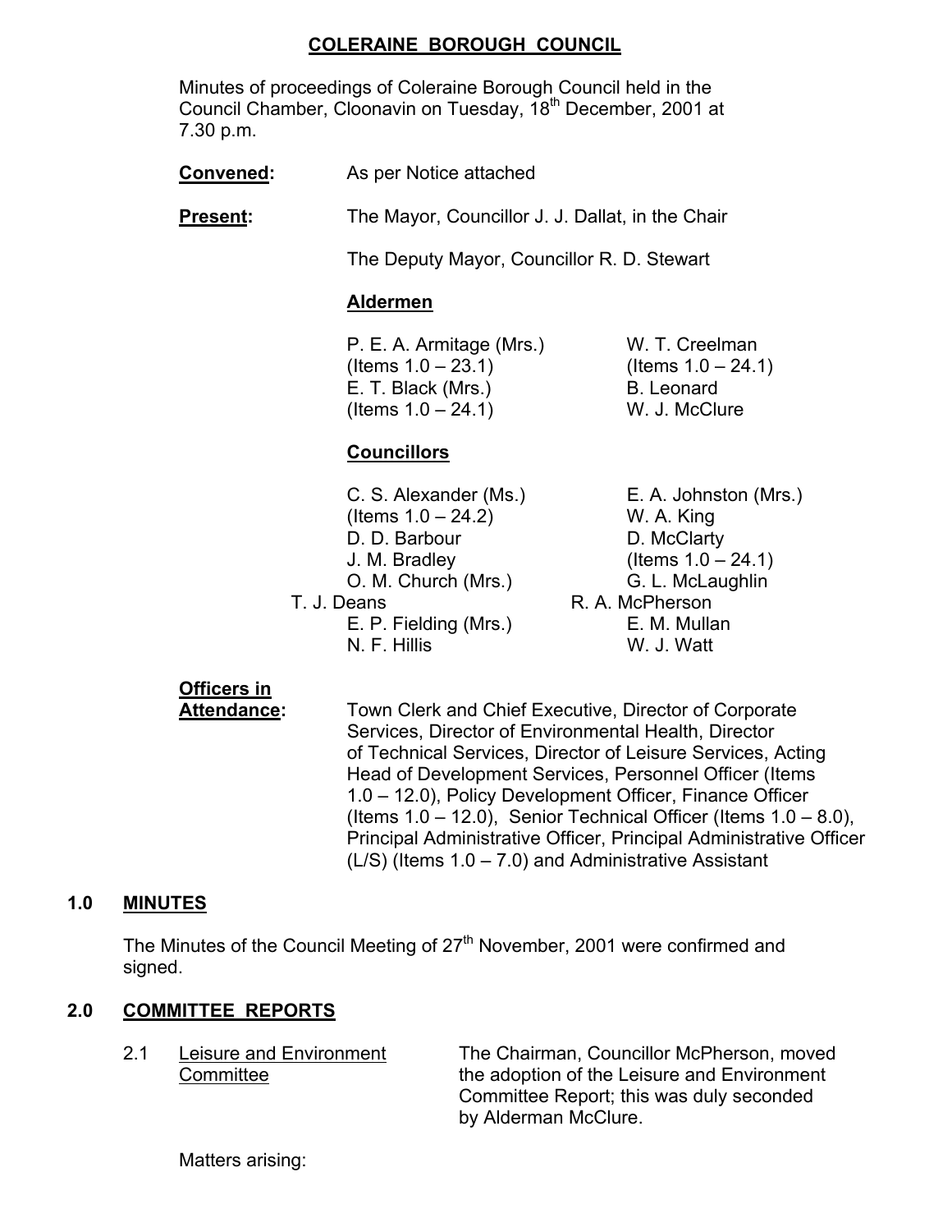# COLERAINE BOROUGH COUNCIL

Minutes of proceedings of Coleraine Borough Council held in the Council Chamber, Cloonavin on Tuesday, 18th December, 2001 at 7.30 p.m.

**Convened:** As per Notice attached

**Present:** The Mayor, Councillor J. J. Dallat, in the Chair

The Deputy Mayor, Councillor R. D. Stewart

**Aldermen**

P. E. A. Armitage (Mrs.) (Items 1.0 – 23.1)
W. T. Creelman (Items 1.0 – 24.1)
E. T. Black (Mrs.) (Items 1.0 – 24.1)
B. Leonard
W. J. McClure

**Councillors**

C. S. Alexander (Ms.) (Items 1.0 – 24.2)
E. A. Johnston (Mrs.)
W. A. King
D. D. Barbour
D. McClarty (Items 1.0 – 24.1)
J. M. Bradley
O. M. Church (Mrs.)
G. L. McLaughlin
T. J. Deans
R. A. McPherson
E. P. Fielding (Mrs.)
E. M. Mullan
N. F. Hillis
W. J. Watt

**Officers in Attendance:** Town Clerk and Chief Executive, Director of Corporate Services, Director of Environmental Health, Director of Technical Services, Director of Leisure Services, Acting Head of Development Services, Personnel Officer (Items 1.0 – 12.0), Policy Development Officer, Finance Officer (Items 1.0 – 12.0), Senior Technical Officer (Items 1.0 – 8.0), Principal Administrative Officer, Principal Administrative Officer (L/S) (Items 1.0 – 7.0) and Administrative Assistant

## 1.0 MINUTES

The Minutes of the Council Meeting of 27th November, 2001 were confirmed and signed.

## 2.0 COMMITTEE REPORTS

2.1 Leisure and Environment Committee — The Chairman, Councillor McPherson, moved the adoption of the Leisure and Environment Committee Report; this was duly seconded by Alderman McClure.

Matters arising: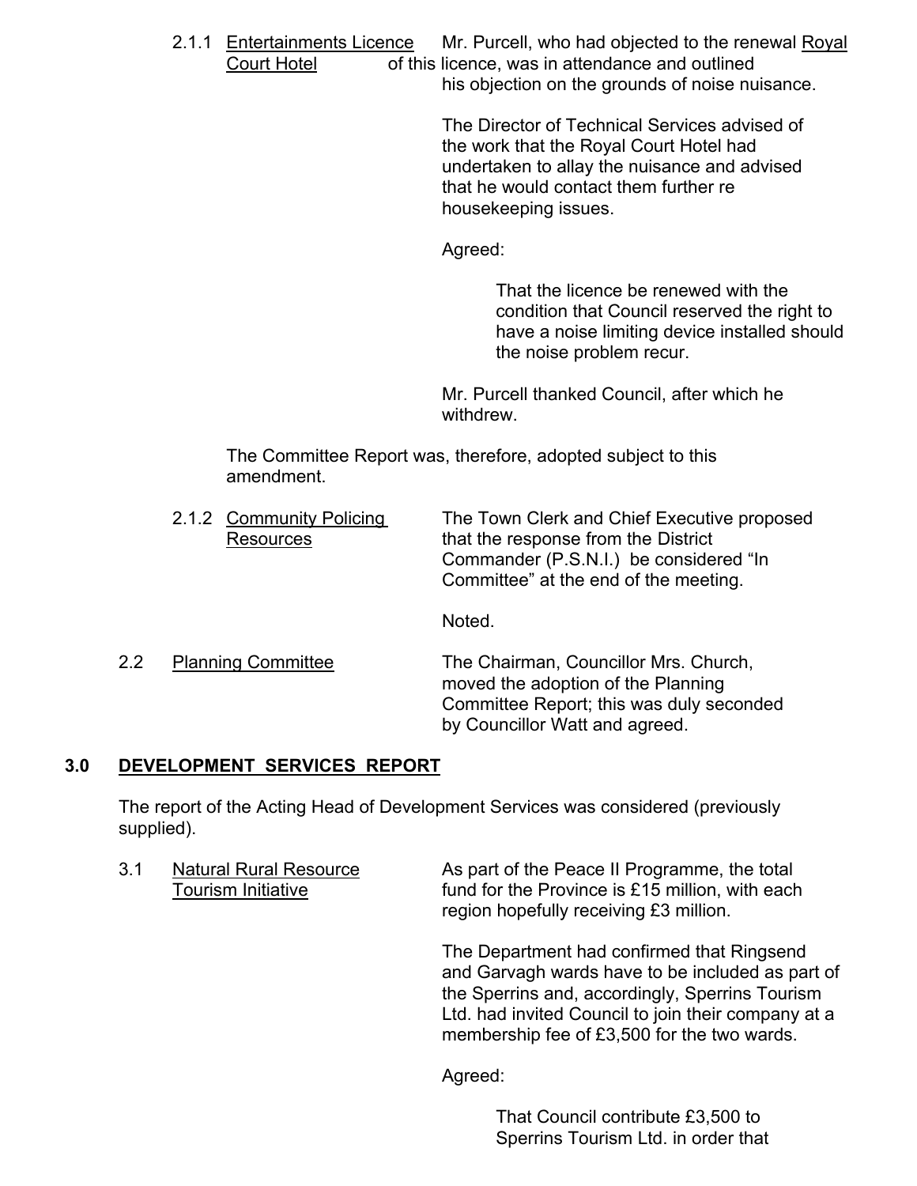2.1.1 <u>Entertainments Licence Royal Court Hotel</u>

Mr. Purcell, who had objected to the renewal of this licence, was in attendance and outlined his objection on the grounds of noise nuisance.

The Director of Technical Services advised of the work that the Royal Court Hotel had undertaken to allay the nuisance and advised that he would contact them further re housekeeping issues.

Agreed:

> That the licence be renewed with the condition that Council reserved the right to have a noise limiting device installed should the noise problem recur.

Mr. Purcell thanked Council, after which he withdrew.

The Committee Report was, therefore, adopted subject to this amendment.

2.1.2 <u>Community Policing Resources</u>

The Town Clerk and Chief Executive proposed that the response from the District Commander (P.S.N.I.) be considered "In Committee" at the end of the meeting.

Noted.

2.2 <u>Planning Committee</u>

The Chairman, Councillor Mrs. Church, moved the adoption of the Planning Committee Report; this was duly seconded by Councillor Watt and agreed.

## 3.0 DEVELOPMENT SERVICES REPORT

The report of the Acting Head of Development Services was considered (previously supplied).

3.1 <u>Natural Rural Resource Tourism Initiative</u>

As part of the Peace II Programme, the total fund for the Province is £15 million, with each region hopefully receiving £3 million.

The Department had confirmed that Ringsend and Garvagh wards have to be included as part of the Sperrins and, accordingly, Sperrins Tourism Ltd. had invited Council to join their company at a membership fee of £3,500 for the two wards.

Agreed:

> That Council contribute £3,500 to Sperrins Tourism Ltd. in order that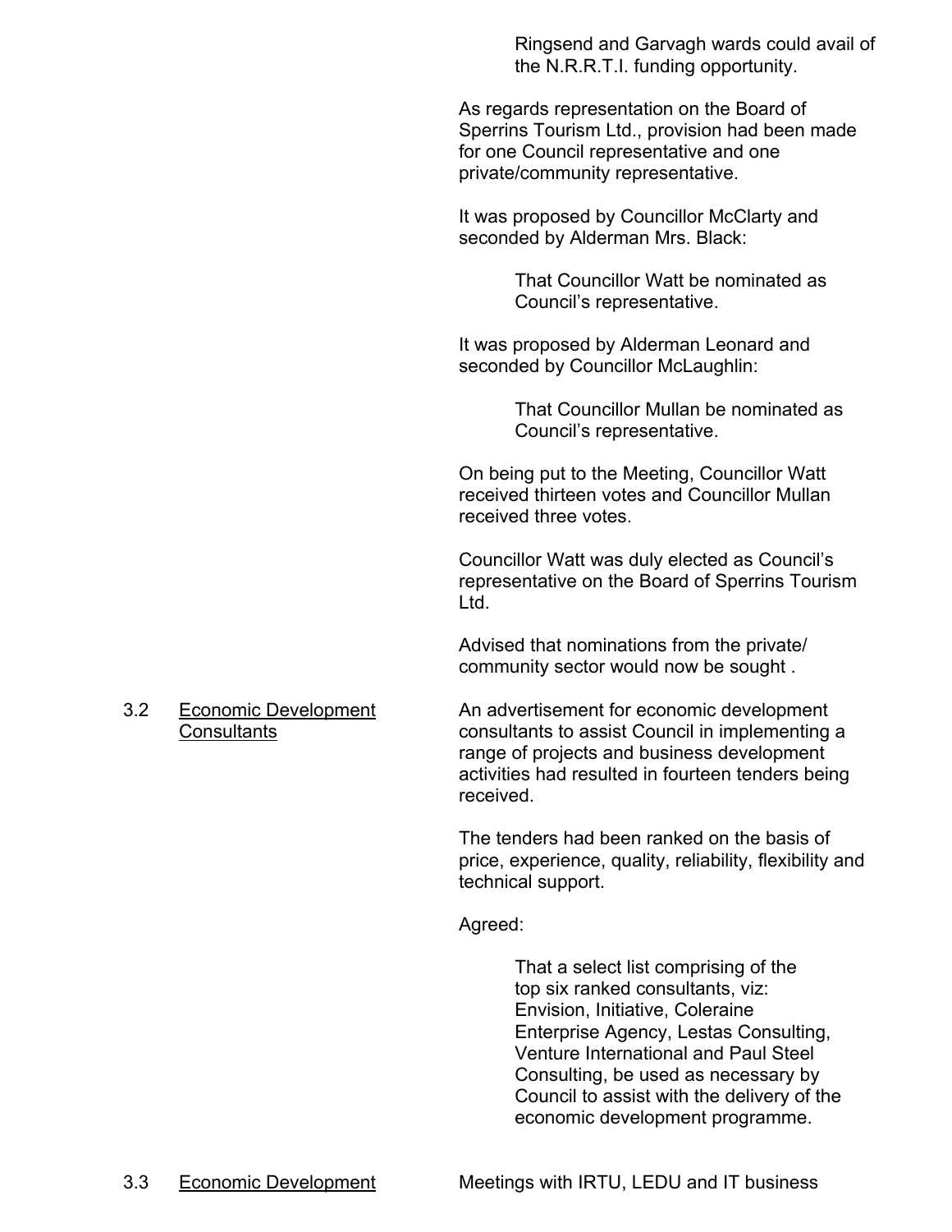Ringsend and Garvagh wards could avail of the N.R.R.T.I. funding opportunity.

As regards representation on the Board of Sperrins Tourism Ltd., provision had been made for one Council representative and one private/community representative.

It was proposed by Councillor McClarty and seconded by Alderman Mrs. Black:

> That Councillor Watt be nominated as Council's representative.

It was proposed by Alderman Leonard and seconded by Councillor McLaughlin:

> That Councillor Mullan be nominated as Council's representative.

On being put to the Meeting, Councillor Watt received thirteen votes and Councillor Mullan received three votes.

Councillor Watt was duly elected as Council's representative on the Board of Sperrins Tourism Ltd.

Advised that nominations from the private/ community sector would now be sought .

3.2 Economic Development Consultants

An advertisement for economic development consultants to assist Council in implementing a range of projects and business development activities had resulted in fourteen tenders being received.

The tenders had been ranked on the basis of price, experience, quality, reliability, flexibility and technical support.

Agreed:

> That a select list comprising of the top six ranked consultants, viz: Envision, Initiative, Coleraine Enterprise Agency, Lestas Consulting, Venture International and Paul Steel Consulting, be used as necessary by Council to assist with the delivery of the economic development programme.

3.3 Economic Development

Meetings with IRTU, LEDU and IT business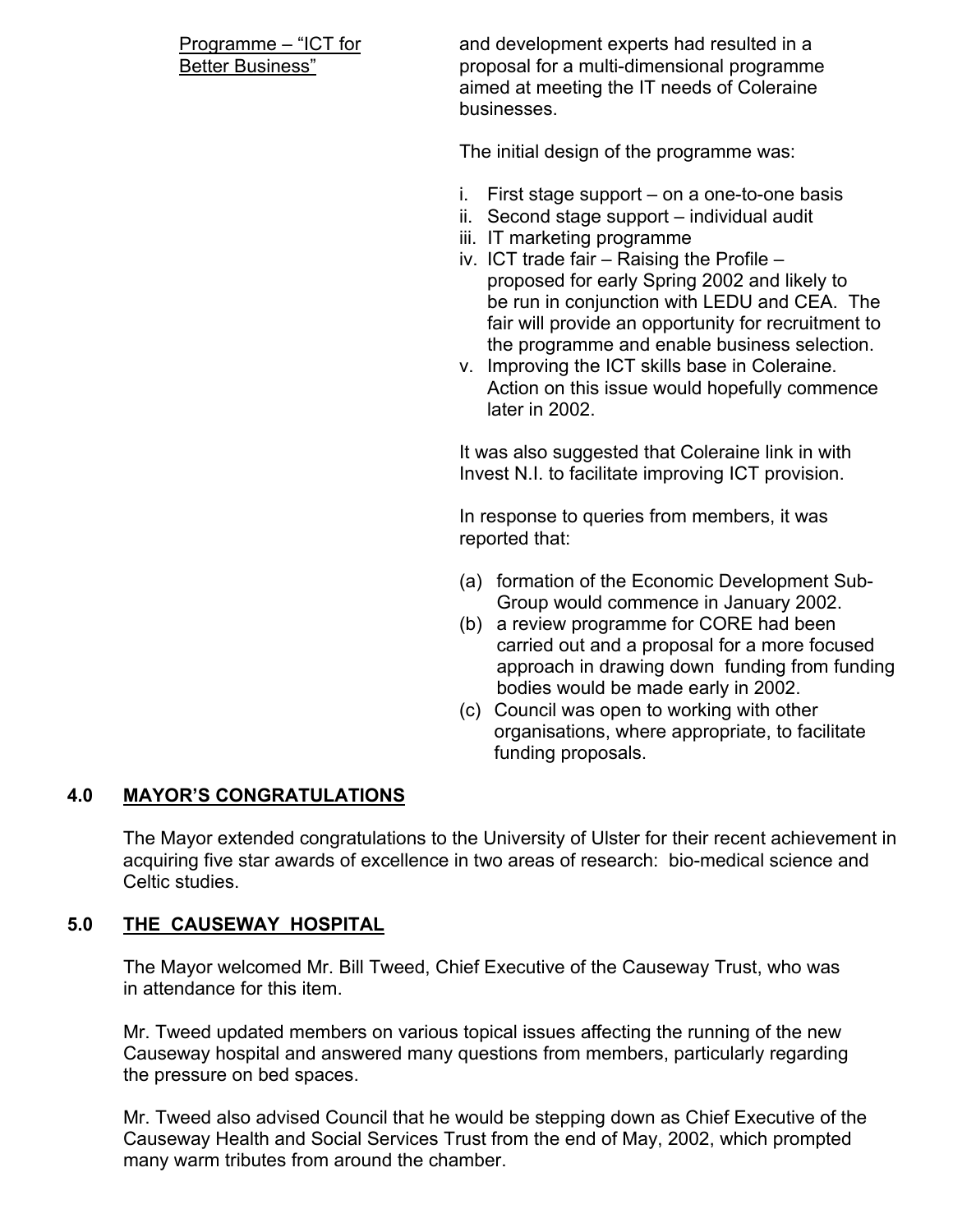Programme – "ICT for Better Business"

and development experts had resulted in a proposal for a multi-dimensional programme aimed at meeting the IT needs of Coleraine businesses.

The initial design of the programme was:

i. First stage support – on a one-to-one basis
ii. Second stage support – individual audit
iii. IT marketing programme
iv. ICT trade fair – Raising the Profile – proposed for early Spring 2002 and likely to be run in conjunction with LEDU and CEA. The fair will provide an opportunity for recruitment to the programme and enable business selection.
v. Improving the ICT skills base in Coleraine. Action on this issue would hopefully commence later in 2002.

It was also suggested that Coleraine link in with Invest N.I. to facilitate improving ICT provision.

In response to queries from members, it was reported that:

(a) formation of the Economic Development Sub-Group would commence in January 2002.
(b) a review programme for CORE had been carried out and a proposal for a more focused approach in drawing down funding from funding bodies would be made early in 2002.
(c) Council was open to working with other organisations, where appropriate, to facilitate funding proposals.

## 4.0 MAYOR'S CONGRATULATIONS

The Mayor extended congratulations to the University of Ulster for their recent achievement in acquiring five star awards of excellence in two areas of research: bio-medical science and Celtic studies.

## 5.0 THE CAUSEWAY HOSPITAL

The Mayor welcomed Mr. Bill Tweed, Chief Executive of the Causeway Trust, who was in attendance for this item.

Mr. Tweed updated members on various topical issues affecting the running of the new Causeway hospital and answered many questions from members, particularly regarding the pressure on bed spaces.

Mr. Tweed also advised Council that he would be stepping down as Chief Executive of the Causeway Health and Social Services Trust from the end of May, 2002, which prompted many warm tributes from around the chamber.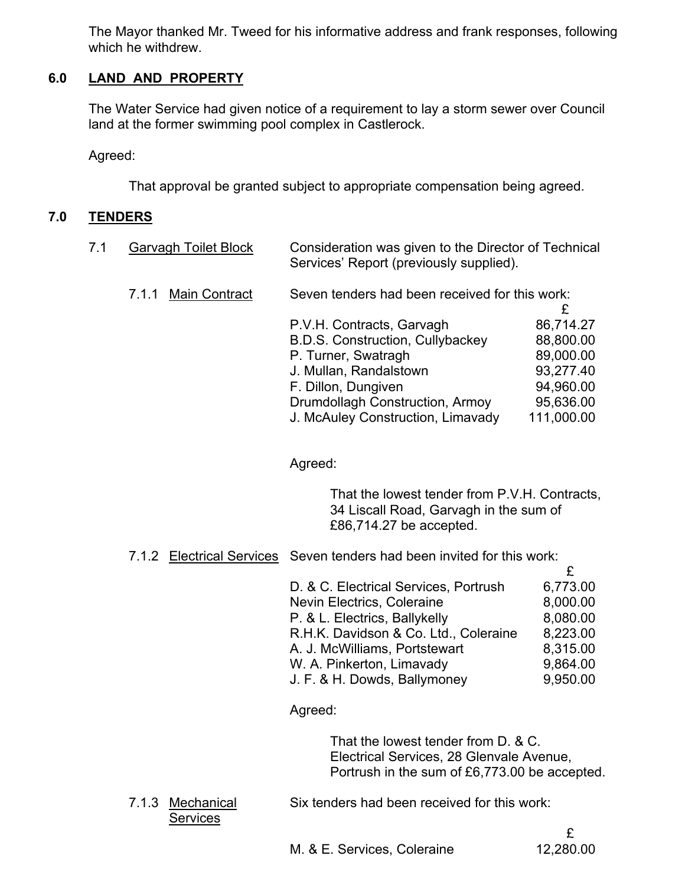The Mayor thanked Mr. Tweed for his informative address and frank responses, following which he withdrew.

## 6.0 LAND AND PROPERTY

The Water Service had given notice of a requirement to lay a storm sewer over Council land at the former swimming pool complex in Castlerock.

Agreed:

That approval be granted subject to appropriate compensation being agreed.

## 7.0 TENDERS

7.1 Garvagh Toilet Block

Consideration was given to the Director of Technical Services' Report (previously supplied).

7.1.1 Main Contract

Seven tenders had been received for this work:

| | £ |
|---|---|
| P.V.H. Contracts, Garvagh | 86,714.27 |
| B.D.S. Construction, Cullybackey | 88,800.00 |
| P. Turner, Swatragh | 89,000.00 |
| J. Mullan, Randalstown | 93,277.40 |
| F. Dillon, Dungiven | 94,960.00 |
| Drumdollagh Construction, Armoy | 95,636.00 |
| J. McAuley Construction, Limavady | 111,000.00 |

Agreed:

That the lowest tender from P.V.H. Contracts, 34 Liscall Road, Garvagh in the sum of £86,714.27 be accepted.

7.1.2 Electrical Services

Seven tenders had been invited for this work:

| | £ |
|---|---|
| D. & C. Electrical Services, Portrush | 6,773.00 |
| Nevin Electrics, Coleraine | 8,000.00 |
| P. & L. Electrics, Ballykelly | 8,080.00 |
| R.H.K. Davidson & Co. Ltd., Coleraine | 8,223.00 |
| A. J. McWilliams, Portstewart | 8,315.00 |
| W. A. Pinkerton, Limavady | 9,864.00 |
| J. F. & H. Dowds, Ballymoney | 9,950.00 |

Agreed:

That the lowest tender from D. & C. Electrical Services, 28 Glenvale Avenue, Portrush in the sum of £6,773.00 be accepted.

7.1.3 Mechanical Services

Six tenders had been received for this work:

| | £ |
|---|---|
| M. & E. Services, Coleraine | 12,280.00 |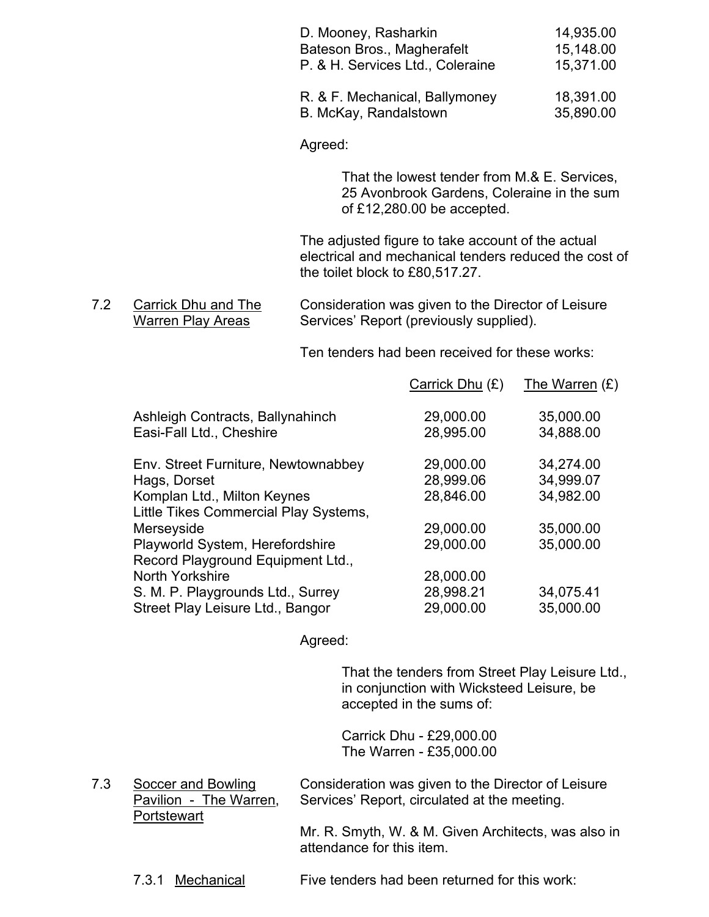| | |
|---|---|
| D. Mooney, Rasharkin | 14,935.00 |
| Bateson Bros., Magherafelt | 15,148.00 |
| P. & H. Services Ltd., Coleraine | 15,371.00 |
| R. & F. Mechanical, Ballymoney | 18,391.00 |
| B. McKay, Randalstown | 35,890.00 |

Agreed:

> That the lowest tender from M.& E. Services, 25 Avonbrook Gardens, Coleraine in the sum of £12,280.00 be accepted.

The adjusted figure to take account of the actual electrical and mechanical tenders reduced the cost of the toilet block to £80,517.27.

7.2 Carrick Dhu and The Warren Play Areas

Consideration was given to the Director of Leisure Services' Report (previously supplied).

Ten tenders had been received for these works:

| | Carrick Dhu (£) | The Warren (£) |
|---|---|---|
| Ashleigh Contracts, Ballynahinch | 29,000.00 | 35,000.00 |
| Easi-Fall Ltd., Cheshire | 28,995.00 | 34,888.00 |
| Env. Street Furniture, Newtownabbey | 29,000.00 | 34,274.00 |
| Hags, Dorset | 28,999.06 | 34,999.07 |
| Komplan Ltd., Milton Keynes | 28,846.00 | 34,982.00 |
| Little Tikes Commercial Play Systems, Merseyside | 29,000.00 | 35,000.00 |
| Playworld System, Herefordshire | 29,000.00 | 35,000.00 |
| Record Playground Equipment Ltd., North Yorkshire | 28,000.00 | |
| S. M. P. Playgrounds Ltd., Surrey | 28,998.21 | 34,075.41 |
| Street Play Leisure Ltd., Bangor | 29,000.00 | 35,000.00 |

Agreed:

> That the tenders from Street Play Leisure Ltd., in conjunction with Wicksteed Leisure, be accepted in the sums of:
>
> Carrick Dhu - £29,000.00
> The Warren - £35,000.00

7.3 Soccer and Bowling Pavilion - The Warren, Portstewart

Consideration was given to the Director of Leisure Services' Report, circulated at the meeting.

Mr. R. Smyth, W. & M. Given Architects, was also in attendance for this item.

7.3.1 Mechanical

Five tenders had been returned for this work: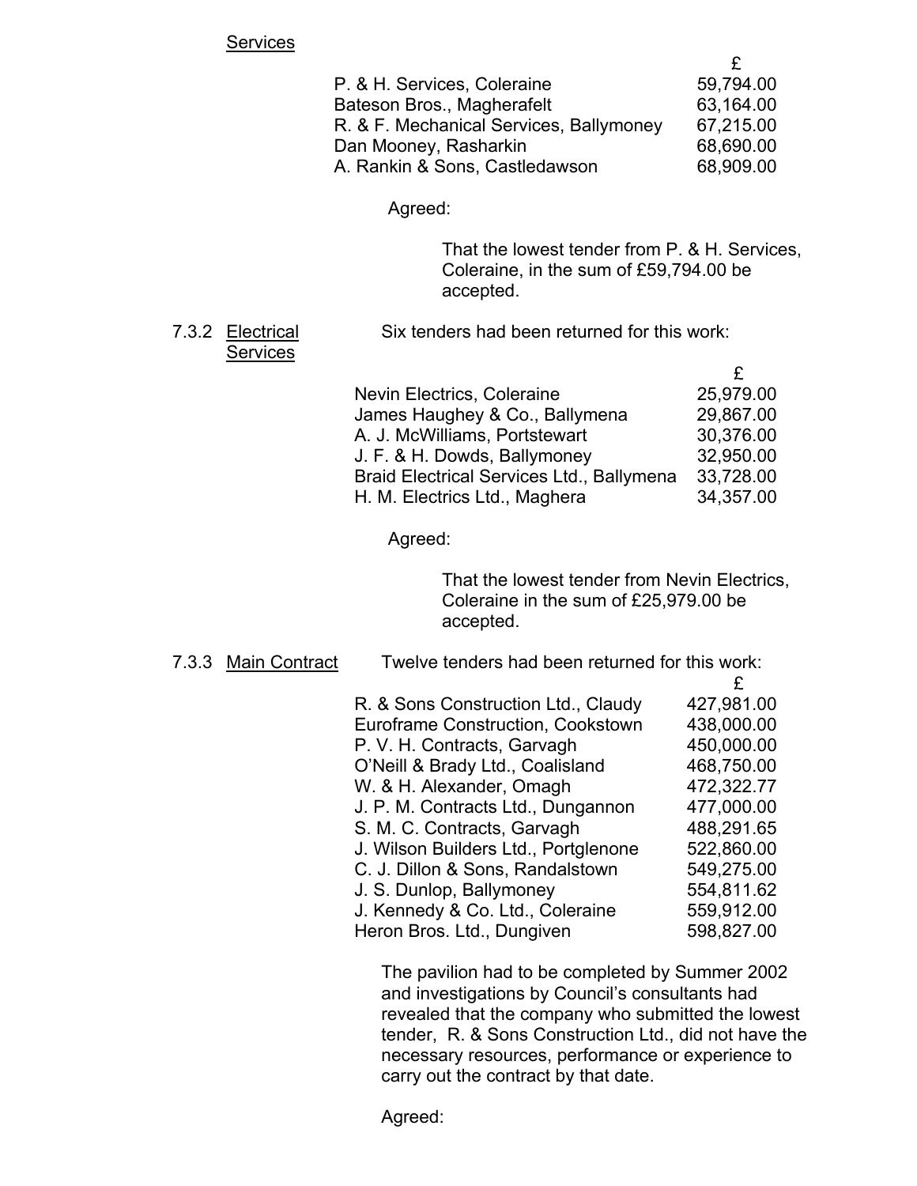Services

| | £ |
|---|---|
| P. & H. Services, Coleraine | 59,794.00 |
| Bateson Bros., Magherafelt | 63,164.00 |
| R. & F. Mechanical Services, Ballymoney | 67,215.00 |
| Dan Mooney, Rasharkin | 68,690.00 |
| A. Rankin & Sons, Castledawson | 68,909.00 |

Agreed:

That the lowest tender from P. & H. Services, Coleraine, in the sum of £59,794.00 be accepted.

7.3.2 Electrical Services

Six tenders had been returned for this work:

| | £ |
|---|---|
| Nevin Electrics, Coleraine | 25,979.00 |
| James Haughey & Co., Ballymena | 29,867.00 |
| A. J. McWilliams, Portstewart | 30,376.00 |
| J. F. & H. Dowds, Ballymoney | 32,950.00 |
| Braid Electrical Services Ltd., Ballymena | 33,728.00 |
| H. M. Electrics Ltd., Maghera | 34,357.00 |

Agreed:

That the lowest tender from Nevin Electrics, Coleraine in the sum of £25,979.00 be accepted.

7.3.3 Main Contract

Twelve tenders had been returned for this work:

| | £ |
|---|---|
| R. & Sons Construction Ltd., Claudy | 427,981.00 |
| Euroframe Construction, Cookstown | 438,000.00 |
| P. V. H. Contracts, Garvagh | 450,000.00 |
| O'Neill & Brady Ltd., Coalisland | 468,750.00 |
| W. & H. Alexander, Omagh | 472,322.77 |
| J. P. M. Contracts Ltd., Dungannon | 477,000.00 |
| S. M. C. Contracts, Garvagh | 488,291.65 |
| J. Wilson Builders Ltd., Portglenone | 522,860.00 |
| C. J. Dillon & Sons, Randalstown | 549,275.00 |
| J. S. Dunlop, Ballymoney | 554,811.62 |
| J. Kennedy & Co. Ltd., Coleraine | 559,912.00 |
| Heron Bros. Ltd., Dungiven | 598,827.00 |

The pavilion had to be completed by Summer 2002 and investigations by Council's consultants had revealed that the company who submitted the lowest tender, R. & Sons Construction Ltd., did not have the necessary resources, performance or experience to carry out the contract by that date.

Agreed: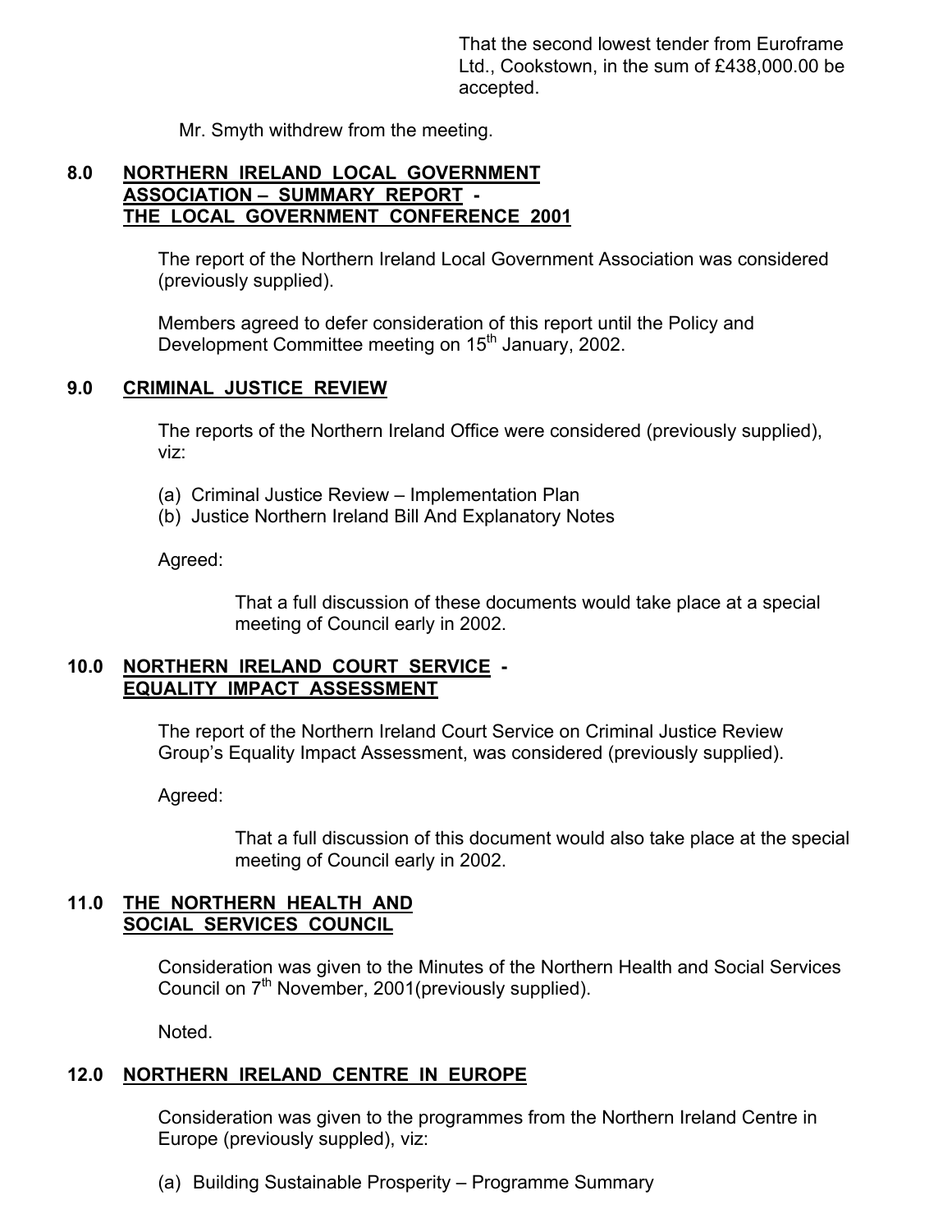That the second lowest tender from Euroframe Ltd., Cookstown, in the sum of £438,000.00 be accepted.

Mr. Smyth withdrew from the meeting.

## 8.0 NORTHERN IRELAND LOCAL GOVERNMENT ASSOCIATION – SUMMARY REPORT - THE LOCAL GOVERNMENT CONFERENCE 2001

The report of the Northern Ireland Local Government Association was considered (previously supplied).

Members agreed to defer consideration of this report until the Policy and Development Committee meeting on 15th January, 2002.

## 9.0 CRIMINAL JUSTICE REVIEW

The reports of the Northern Ireland Office were considered (previously supplied), viz:

(a) Criminal Justice Review – Implementation Plan
(b) Justice Northern Ireland Bill And Explanatory Notes

Agreed:

> That a full discussion of these documents would take place at a special meeting of Council early in 2002.

## 10.0 NORTHERN IRELAND COURT SERVICE - EQUALITY IMPACT ASSESSMENT

The report of the Northern Ireland Court Service on Criminal Justice Review Group's Equality Impact Assessment, was considered (previously supplied).

Agreed:

> That a full discussion of this document would also take place at the special meeting of Council early in 2002.

## 11.0 THE NORTHERN HEALTH AND SOCIAL SERVICES COUNCIL

Consideration was given to the Minutes of the Northern Health and Social Services Council on 7th November, 2001(previously supplied).

Noted.

## 12.0 NORTHERN IRELAND CENTRE IN EUROPE

Consideration was given to the programmes from the Northern Ireland Centre in Europe (previously suppled), viz:

(a) Building Sustainable Prosperity – Programme Summary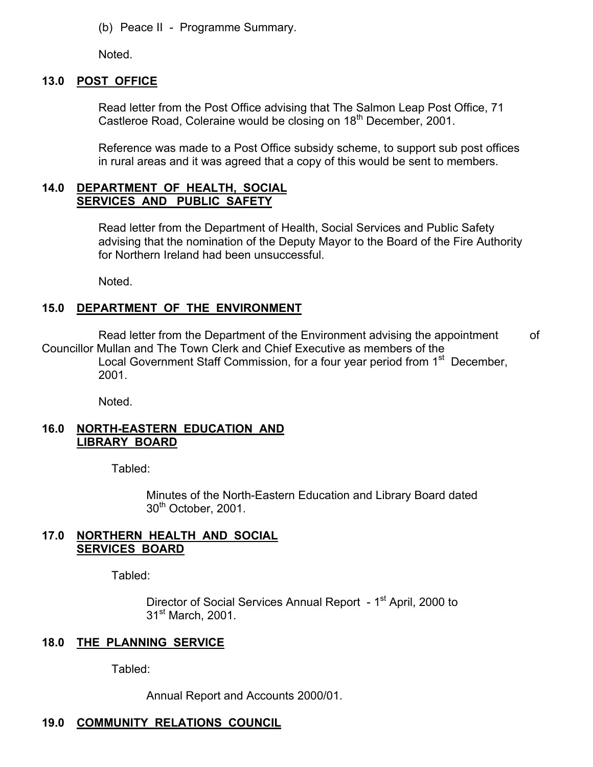(b) Peace II - Programme Summary.

Noted.

## 13.0 POST OFFICE

Read letter from the Post Office advising that The Salmon Leap Post Office, 71 Castleroe Road, Coleraine would be closing on 18th December, 2001.

Reference was made to a Post Office subsidy scheme, to support sub post offices in rural areas and it was agreed that a copy of this would be sent to members.

## 14.0 DEPARTMENT OF HEALTH, SOCIAL SERVICES AND PUBLIC SAFETY

Read letter from the Department of Health, Social Services and Public Safety advising that the nomination of the Deputy Mayor to the Board of the Fire Authority for Northern Ireland had been unsuccessful.

Noted.

## 15.0 DEPARTMENT OF THE ENVIRONMENT

Read letter from the Department of the Environment advising the appointment of Councillor Mullan and The Town Clerk and Chief Executive as members of the Local Government Staff Commission, for a four year period from 1st December, 2001.

Noted.

## 16.0 NORTH-EASTERN EDUCATION AND LIBRARY BOARD

Tabled:

Minutes of the North-Eastern Education and Library Board dated 30th October, 2001.

## 17.0 NORTHERN HEALTH AND SOCIAL SERVICES BOARD

Tabled:

Director of Social Services Annual Report - 1st April, 2000 to 31st March, 2001.

## 18.0 THE PLANNING SERVICE

Tabled:

Annual Report and Accounts 2000/01.

## 19.0 COMMUNITY RELATIONS COUNCIL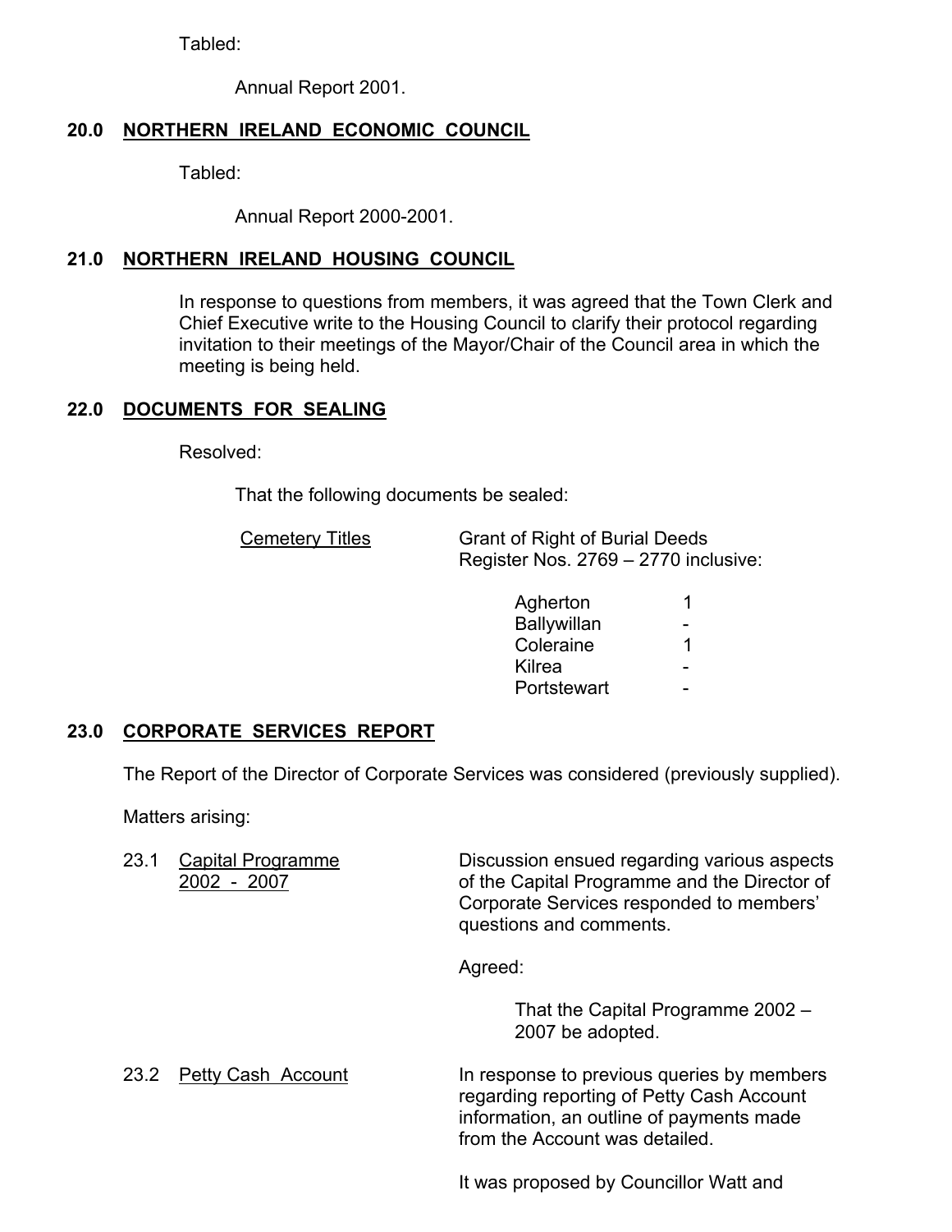Tabled:

Annual Report 2001.

## 20.0 NORTHERN IRELAND ECONOMIC COUNCIL

Tabled:

Annual Report 2000-2001.

## 21.0 NORTHERN IRELAND HOUSING COUNCIL

In response to questions from members, it was agreed that the Town Clerk and Chief Executive write to the Housing Council to clarify their protocol regarding invitation to their meetings of the Mayor/Chair of the Council area in which the meeting is being held.

## 22.0 DOCUMENTS FOR SEALING

Resolved:

That the following documents be sealed:

Cemetery Titles — Grant of Right of Burial Deeds Register Nos. 2769 – 2770 inclusive:

| | |
|---|---|
| Agherton | 1 |
| Ballywillan | - |
| Coleraine | 1 |
| Kilrea | - |
| Portstewart | - |

## 23.0 CORPORATE SERVICES REPORT

The Report of the Director of Corporate Services was considered (previously supplied).

Matters arising:

23.1 Capital Programme 2002 - 2007

Discussion ensued regarding various aspects of the Capital Programme and the Director of Corporate Services responded to members' questions and comments.

Agreed:

That the Capital Programme 2002 – 2007 be adopted.

23.2 Petty Cash Account

In response to previous queries by members regarding reporting of Petty Cash Account information, an outline of payments made from the Account was detailed.

It was proposed by Councillor Watt and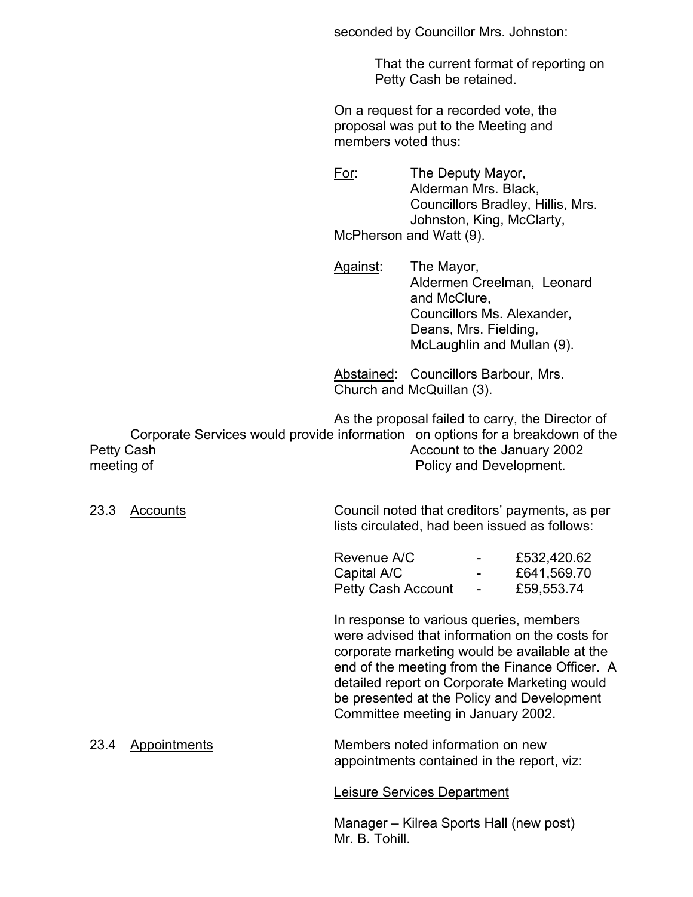seconded by Councillor Mrs. Johnston:

> That the current format of reporting on Petty Cash be retained.

On a request for a recorded vote, the proposal was put to the Meeting and members voted thus:

For: The Deputy Mayor, Alderman Mrs. Black, Councillors Bradley, Hillis, Mrs. Johnston, King, McClarty, McPherson and Watt (9).

Against: The Mayor, Aldermen Creelman, Leonard and McClure, Councillors Ms. Alexander, Deans, Mrs. Fielding, McLaughlin and Mullan (9).

Abstained: Councillors Barbour, Mrs. Church and McQuillan (3).

As the proposal failed to carry, the Director of Corporate Services would provide information on options for a breakdown of the Petty Cash Account to the January 2002 meeting of Policy and Development.

**23.3 Accounts**

Council noted that creditors' payments, as per lists circulated, had been issued as follows:

| | | |
|---|---|---|
| Revenue A/C | - | £532,420.62 |
| Capital A/C | - | £641,569.70 |
| Petty Cash Account | - | £59,553.74 |

In response to various queries, members were advised that information on the costs for corporate marketing would be available at the end of the meeting from the Finance Officer. A detailed report on Corporate Marketing would be presented at the Policy and Development Committee meeting in January 2002.

**23.4 Appointments**

Members noted information on new appointments contained in the report, viz:

Leisure Services Department

Manager – Kilrea Sports Hall (new post)
Mr. B. Tohill.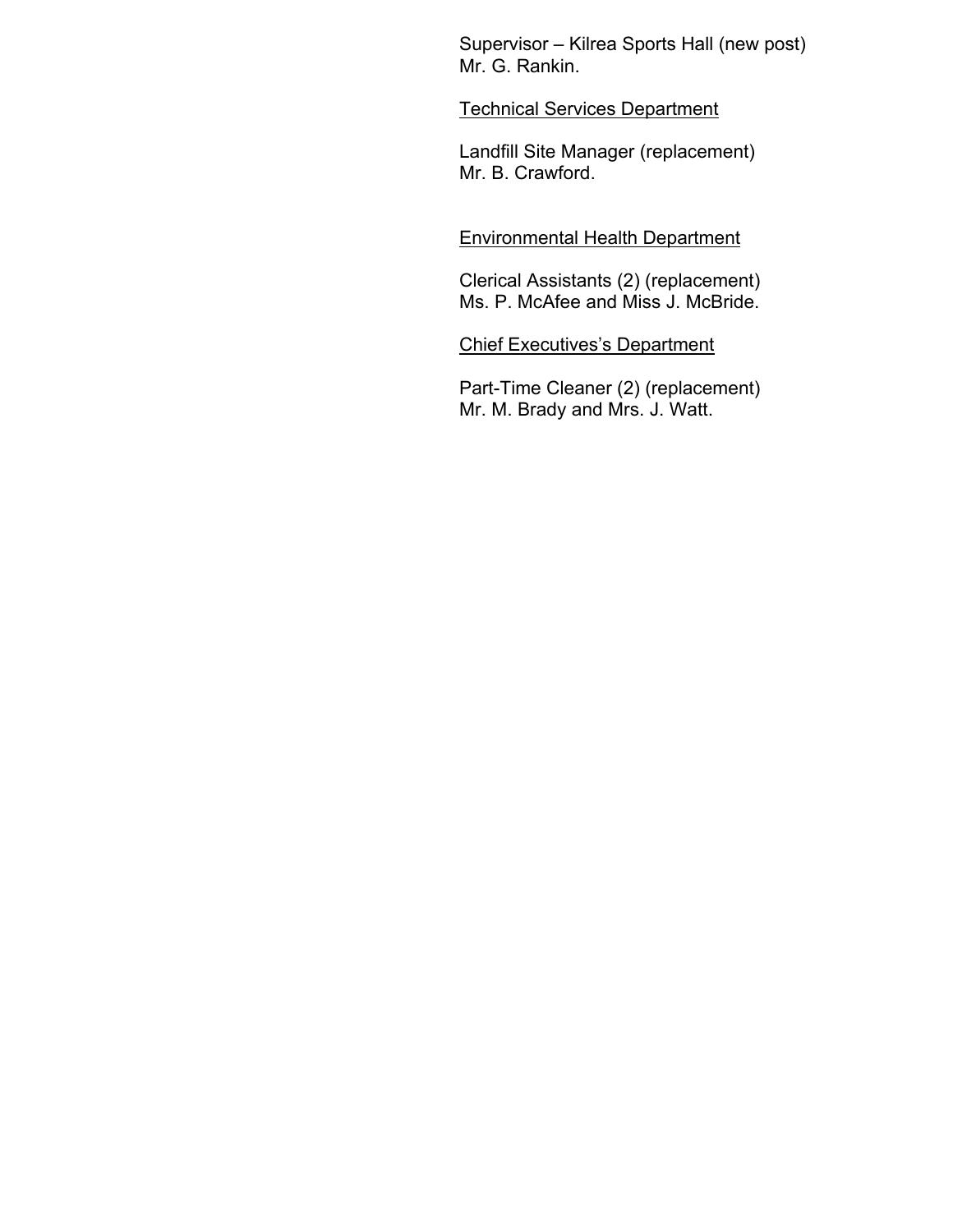Supervisor – Kilrea Sports Hall (new post)
Mr. G. Rankin.

<u>Technical Services Department</u>

Landfill Site Manager (replacement)
Mr. B. Crawford.

<u>Environmental Health Department</u>

Clerical Assistants (2) (replacement)
Ms. P. McAfee and Miss J. McBride.

<u>Chief Executives's Department</u>

Part-Time Cleaner (2) (replacement)
Mr. M. Brady and Mrs. J. Watt.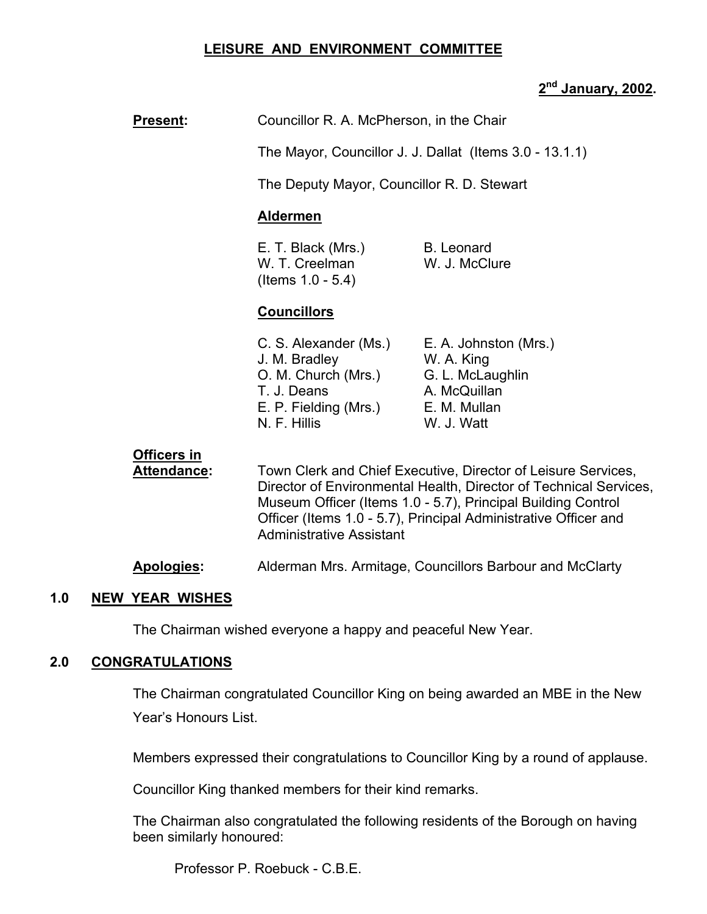# LEISURE AND ENVIRONMENT COMMITTEE

**2nd January, 2002.**

**Present:** Councillor R. A. McPherson, in the Chair

The Mayor, Councillor J. J. Dallat (Items 3.0 - 13.1.1)

The Deputy Mayor, Councillor R. D. Stewart

**Aldermen**

| | |
|---|---|
| E. T. Black (Mrs.) | B. Leonard |
| W. T. Creelman (Items 1.0 - 5.4) | W. J. McClure |

**Councillors**

| | |
|---|---|
| C. S. Alexander (Ms.) | E. A. Johnston (Mrs.) |
| J. M. Bradley | W. A. King |
| O. M. Church (Mrs.) | G. L. McLaughlin |
| T. J. Deans | A. McQuillan |
| E. P. Fielding (Mrs.) | E. M. Mullan |
| N. F. Hillis | W. J. Watt |

**Officers in Attendance:** Town Clerk and Chief Executive, Director of Leisure Services, Director of Environmental Health, Director of Technical Services, Museum Officer (Items 1.0 - 5.7), Principal Building Control Officer (Items 1.0 - 5.7), Principal Administrative Officer and Administrative Assistant

**Apologies:** Alderman Mrs. Armitage, Councillors Barbour and McClarty

## 1.0 NEW YEAR WISHES

The Chairman wished everyone a happy and peaceful New Year.

## 2.0 CONGRATULATIONS

The Chairman congratulated Councillor King on being awarded an MBE in the New Year's Honours List.

Members expressed their congratulations to Councillor King by a round of applause.

Councillor King thanked members for their kind remarks.

The Chairman also congratulated the following residents of the Borough on having been similarly honoured:

Professor P. Roebuck - C.B.E.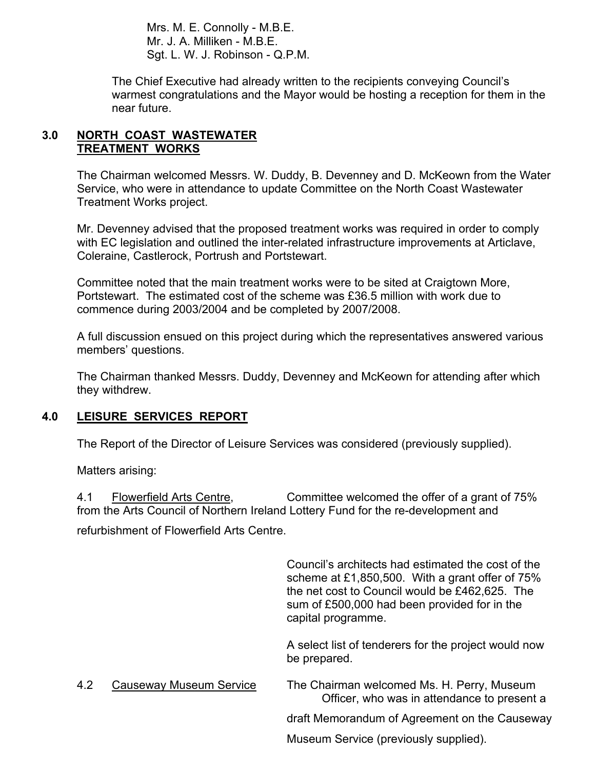Mrs. M. E. Connolly - M.B.E.
Mr. J. A. Milliken - M.B.E.
Sgt. L. W. J. Robinson - Q.P.M.

The Chief Executive had already written to the recipients conveying Council's warmest congratulations and the Mayor would be hosting a reception for them in the near future.

## 3.0 NORTH COAST WASTEWATER TREATMENT WORKS

The Chairman welcomed Messrs. W. Duddy, B. Devenney and D. McKeown from the Water Service, who were in attendance to update Committee on the North Coast Wastewater Treatment Works project.

Mr. Devenney advised that the proposed treatment works was required in order to comply with EC legislation and outlined the inter-related infrastructure improvements at Articlave, Coleraine, Castlerock, Portrush and Portstewart.

Committee noted that the main treatment works were to be sited at Craigtown More, Portstewart. The estimated cost of the scheme was £36.5 million with work due to commence during 2003/2004 and be completed by 2007/2008.

A full discussion ensued on this project during which the representatives answered various members' questions.

The Chairman thanked Messrs. Duddy, Devenney and McKeown for attending after which they withdrew.

## 4.0 LEISURE SERVICES REPORT

The Report of the Director of Leisure Services was considered (previously supplied).

Matters arising:

4.1 Flowerfield Arts Centre, Committee welcomed the offer of a grant of 75% from the Arts Council of Northern Ireland Lottery Fund for the re-development and refurbishment of Flowerfield Arts Centre.

Council's architects had estimated the cost of the scheme at £1,850,500. With a grant offer of 75% the net cost to Council would be £462,625. The sum of £500,000 had been provided for in the capital programme.

A select list of tenderers for the project would now be prepared.

4.2 Causeway Museum Service The Chairman welcomed Ms. H. Perry, Museum Officer, who was in attendance to present a draft Memorandum of Agreement on the Causeway Museum Service (previously supplied).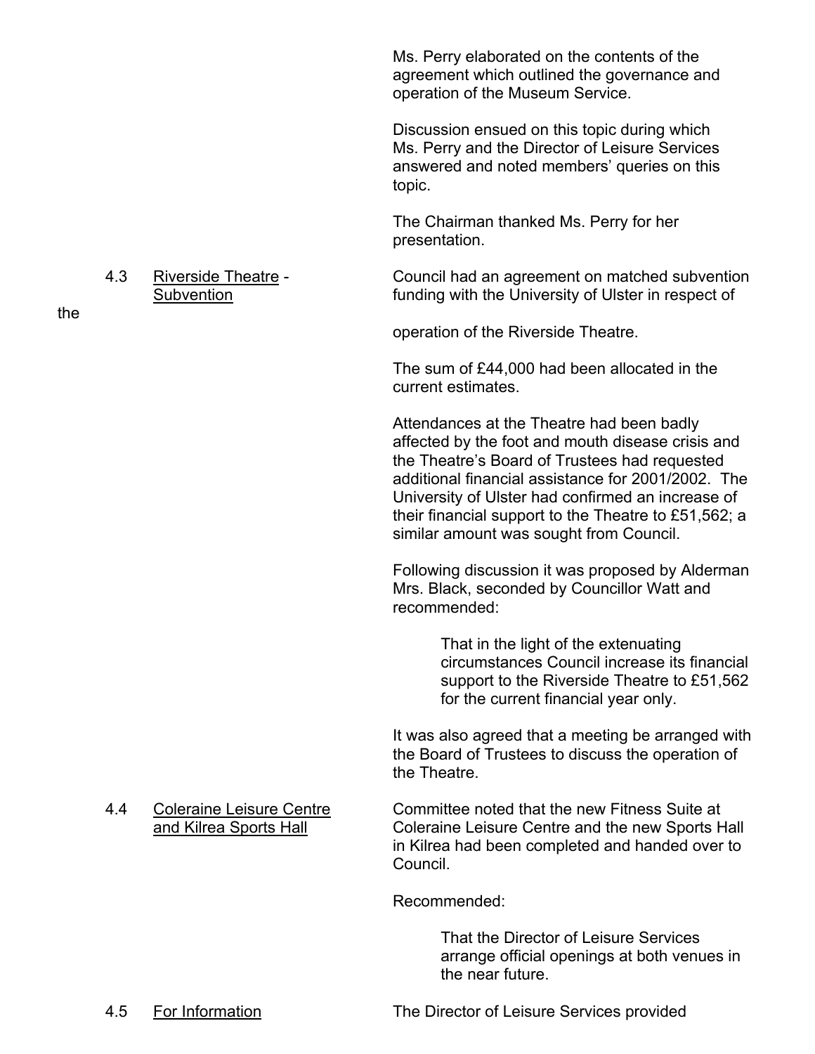Ms. Perry elaborated on the contents of the agreement which outlined the governance and operation of the Museum Service.

Discussion ensued on this topic during which Ms. Perry and the Director of Leisure Services answered and noted members' queries on this topic.

The Chairman thanked Ms. Perry for her presentation.

**4.3 Riverside Theatre - Subvention**

Council had an agreement on matched subvention funding with the University of Ulster in respect of the operation of the Riverside Theatre.

The sum of £44,000 had been allocated in the current estimates.

Attendances at the Theatre had been badly affected by the foot and mouth disease crisis and the Theatre's Board of Trustees had requested additional financial assistance for 2001/2002. The University of Ulster had confirmed an increase of their financial support to the Theatre to £51,562; a similar amount was sought from Council.

Following discussion it was proposed by Alderman Mrs. Black, seconded by Councillor Watt and recommended:

> That in the light of the extenuating circumstances Council increase its financial support to the Riverside Theatre to £51,562 for the current financial year only.

It was also agreed that a meeting be arranged with the Board of Trustees to discuss the operation of the Theatre.

**4.4 Coleraine Leisure Centre and Kilrea Sports Hall**

Committee noted that the new Fitness Suite at Coleraine Leisure Centre and the new Sports Hall in Kilrea had been completed and handed over to Council.

Recommended:

> That the Director of Leisure Services arrange official openings at both venues in the near future.

**4.5 For Information**

The Director of Leisure Services provided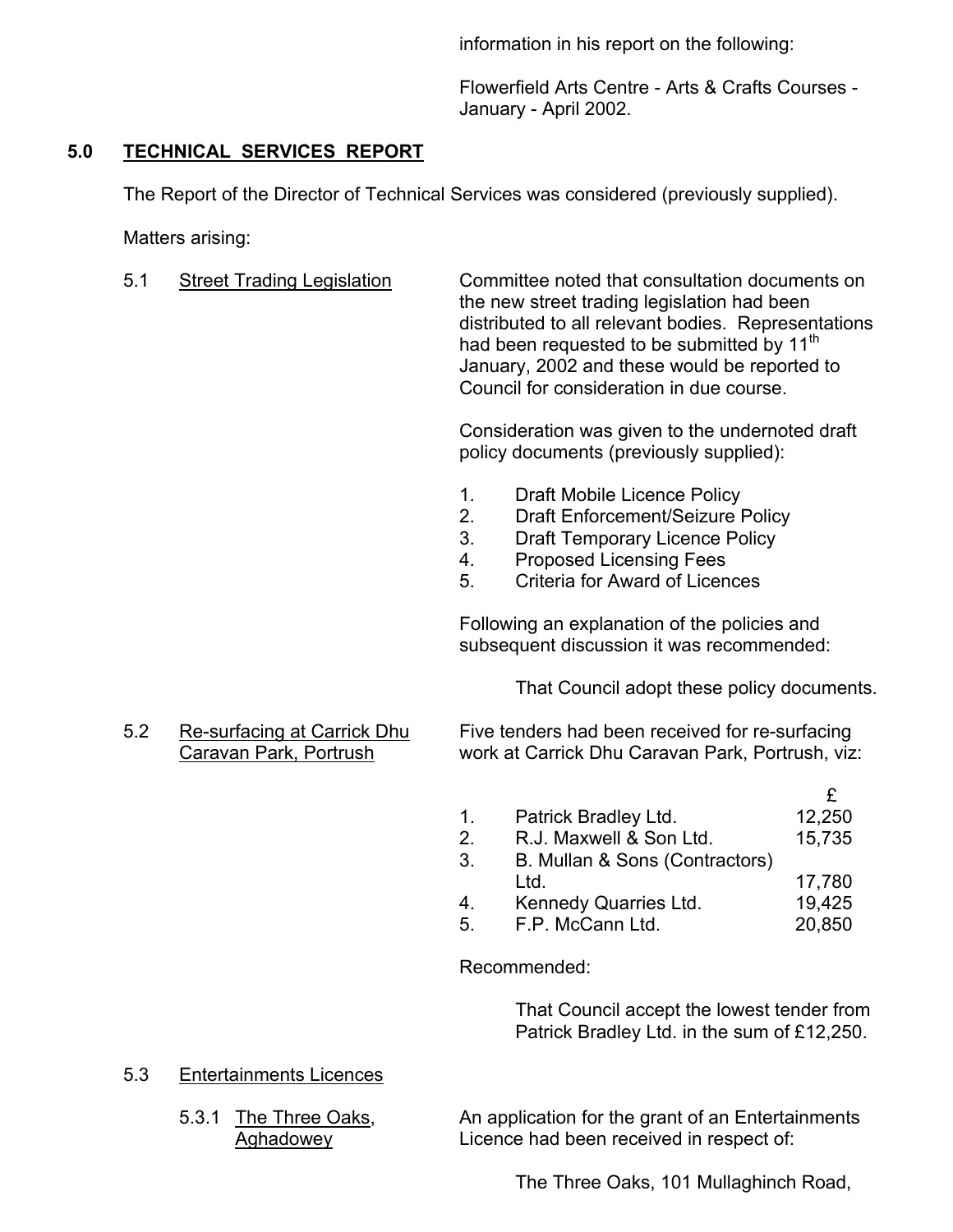information in his report on the following:

Flowerfield Arts Centre - Arts & Crafts Courses - January - April 2002.

## 5.0 TECHNICAL SERVICES REPORT

The Report of the Director of Technical Services was considered (previously supplied).

Matters arising:

5.1 Street Trading Legislation

Committee noted that consultation documents on the new street trading legislation had been distributed to all relevant bodies. Representations had been requested to be submitted by 11th January, 2002 and these would be reported to Council for consideration in due course.

Consideration was given to the undernoted draft policy documents (previously supplied):

1. Draft Mobile Licence Policy
2. Draft Enforcement/Seizure Policy
3. Draft Temporary Licence Policy
4. Proposed Licensing Fees
5. Criteria for Award of Licences

Following an explanation of the policies and subsequent discussion it was recommended:

> That Council adopt these policy documents.

5.2 Re-surfacing at Carrick Dhu Caravan Park, Portrush

Five tenders had been received for re-surfacing work at Carrick Dhu Caravan Park, Portrush, viz:

| | | £ |
|---|---|---|
| 1. | Patrick Bradley Ltd. | 12,250 |
| 2. | R.J. Maxwell & Son Ltd. | 15,735 |
| 3. | B. Mullan & Sons (Contractors) Ltd. | 17,780 |
| 4. | Kennedy Quarries Ltd. | 19,425 |
| 5. | F.P. McCann Ltd. | 20,850 |

Recommended:

> That Council accept the lowest tender from Patrick Bradley Ltd. in the sum of £12,250.

5.3 Entertainments Licences

5.3.1 The Three Oaks, Aghadowey

An application for the grant of an Entertainments Licence had been received in respect of:

> The Three Oaks, 101 Mullaghinch Road,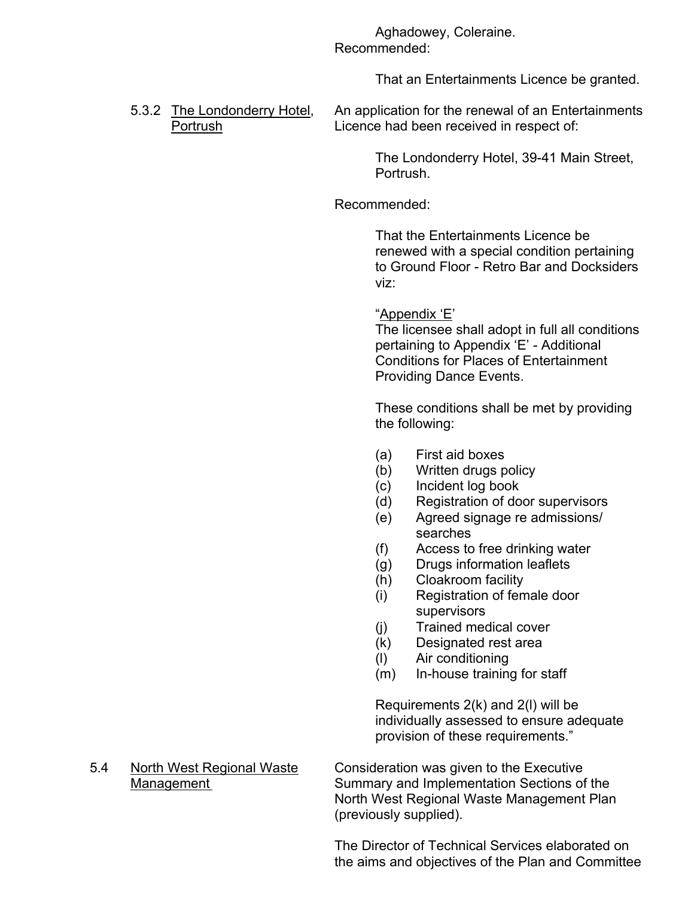Aghadowey, Coleraine.

Recommended:

That an Entertainments Licence be granted.

5.3.2 The Londonderry Hotel, Portrush

An application for the renewal of an Entertainments Licence had been received in respect of:

The Londonderry Hotel, 39-41 Main Street, Portrush.

Recommended:

That the Entertainments Licence be renewed with a special condition pertaining to Ground Floor - Retro Bar and Docksiders viz:

"Appendix 'E'
The licensee shall adopt in full all conditions pertaining to Appendix 'E' - Additional Conditions for Places of Entertainment Providing Dance Events.

These conditions shall be met by providing the following:

(a) First aid boxes
(b) Written drugs policy
(c) Incident log book
(d) Registration of door supervisors
(e) Agreed signage re admissions/ searches
(f) Access to free drinking water
(g) Drugs information leaflets
(h) Cloakroom facility
(i) Registration of female door supervisors
(j) Trained medical cover
(k) Designated rest area
(l) Air conditioning
(m) In-house training for staff

Requirements 2(k) and 2(l) will be individually assessed to ensure adequate provision of these requirements."

5.4 North West Regional Waste Management

Consideration was given to the Executive Summary and Implementation Sections of the North West Regional Waste Management Plan (previously supplied).

The Director of Technical Services elaborated on the aims and objectives of the Plan and Committee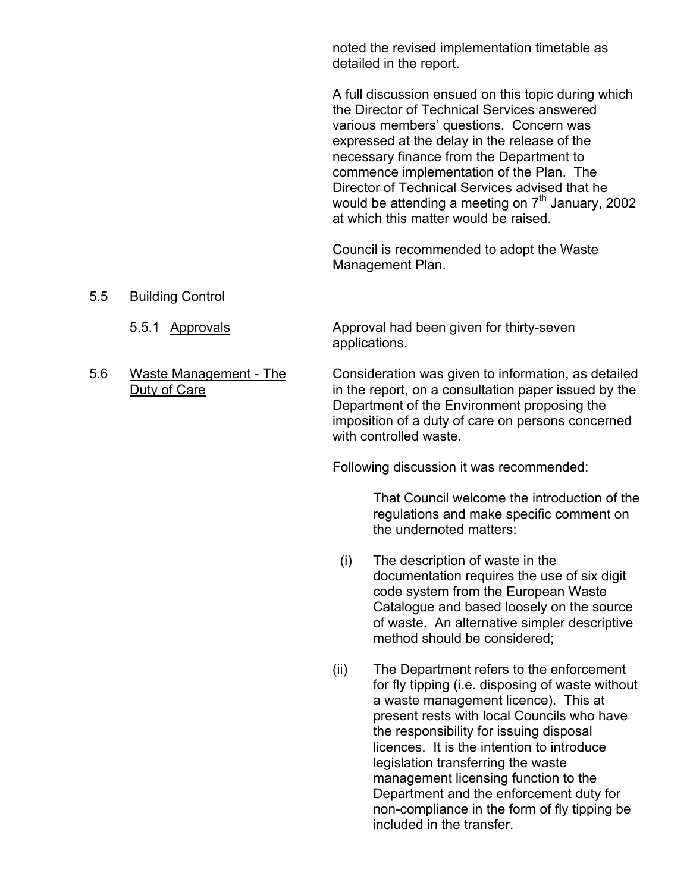noted the revised implementation timetable as detailed in the report.

A full discussion ensued on this topic during which the Director of Technical Services answered various members' questions. Concern was expressed at the delay in the release of the necessary finance from the Department to commence implementation of the Plan. The Director of Technical Services advised that he would be attending a meeting on 7th January, 2002 at which this matter would be raised.

Council is recommended to adopt the Waste Management Plan.

5.5 Building Control

5.5.1 Approvals

Approval had been given for thirty-seven applications.

5.6 Waste Management - The Duty of Care

Consideration was given to information, as detailed in the report, on a consultation paper issued by the Department of the Environment proposing the imposition of a duty of care on persons concerned with controlled waste.

Following discussion it was recommended:

> That Council welcome the introduction of the regulations and make specific comment on the undernoted matters:

(i) The description of waste in the documentation requires the use of six digit code system from the European Waste Catalogue and based loosely on the source of waste. An alternative simpler descriptive method should be considered;

(ii) The Department refers to the enforcement for fly tipping (i.e. disposing of waste without a waste management licence). This at present rests with local Councils who have the responsibility for issuing disposal licences. It is the intention to introduce legislation transferring the waste management licensing function to the Department and the enforcement duty for non-compliance in the form of fly tipping be included in the transfer.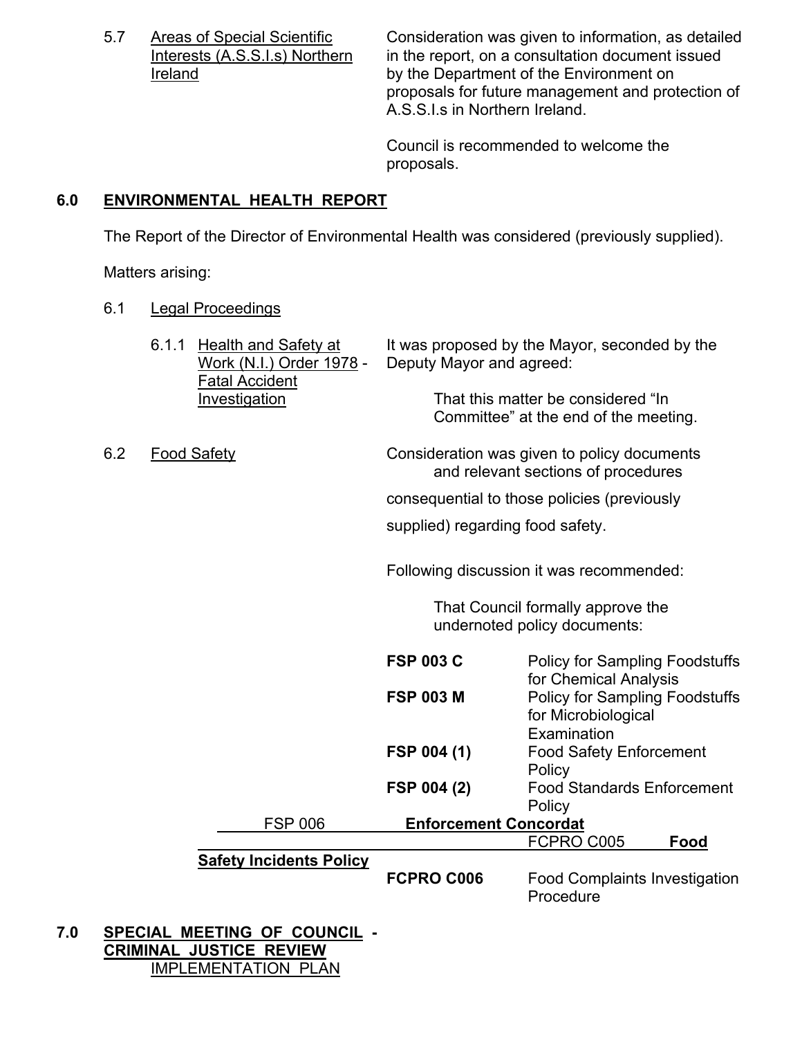5.7 Areas of Special Scientific Interests (A.S.S.I.s) Northern Ireland

Consideration was given to information, as detailed in the report, on a consultation document issued by the Department of the Environment on proposals for future management and protection of A.S.S.I.s in Northern Ireland.

Council is recommended to welcome the proposals.

## 6.0 ENVIRONMENTAL HEALTH REPORT

The Report of the Director of Environmental Health was considered (previously supplied).

Matters arising:

6.1 Legal Proceedings

6.1.1 Health and Safety at Work (N.I.) Order 1978 - Fatal Accident Investigation

It was proposed by the Mayor, seconded by the Deputy Mayor and agreed:

> That this matter be considered "In Committee" at the end of the meeting.

6.2 Food Safety

Consideration was given to policy documents and relevant sections of procedures consequential to those policies (previously supplied) regarding food safety.

Following discussion it was recommended:

> That Council formally approve the undernoted policy documents:

| | |
|---|---|
| **FSP 003 C** | Policy for Sampling Foodstuffs for Chemical Analysis |
| **FSP 003 M** | Policy for Sampling Foodstuffs for Microbiological Examination |
| **FSP 004 (1)** | Food Safety Enforcement Policy |
| **FSP 004 (2)** | Food Standards Enforcement Policy |
| FSP 006 | **Enforcement Concordat** |
| FCPRO C005 | **Food Safety Incidents Policy** |
| **FCPRO C006** | Food Complaints Investigation Procedure |

## 7.0 SPECIAL MEETING OF COUNCIL - CRIMINAL JUSTICE REVIEW IMPLEMENTATION PLAN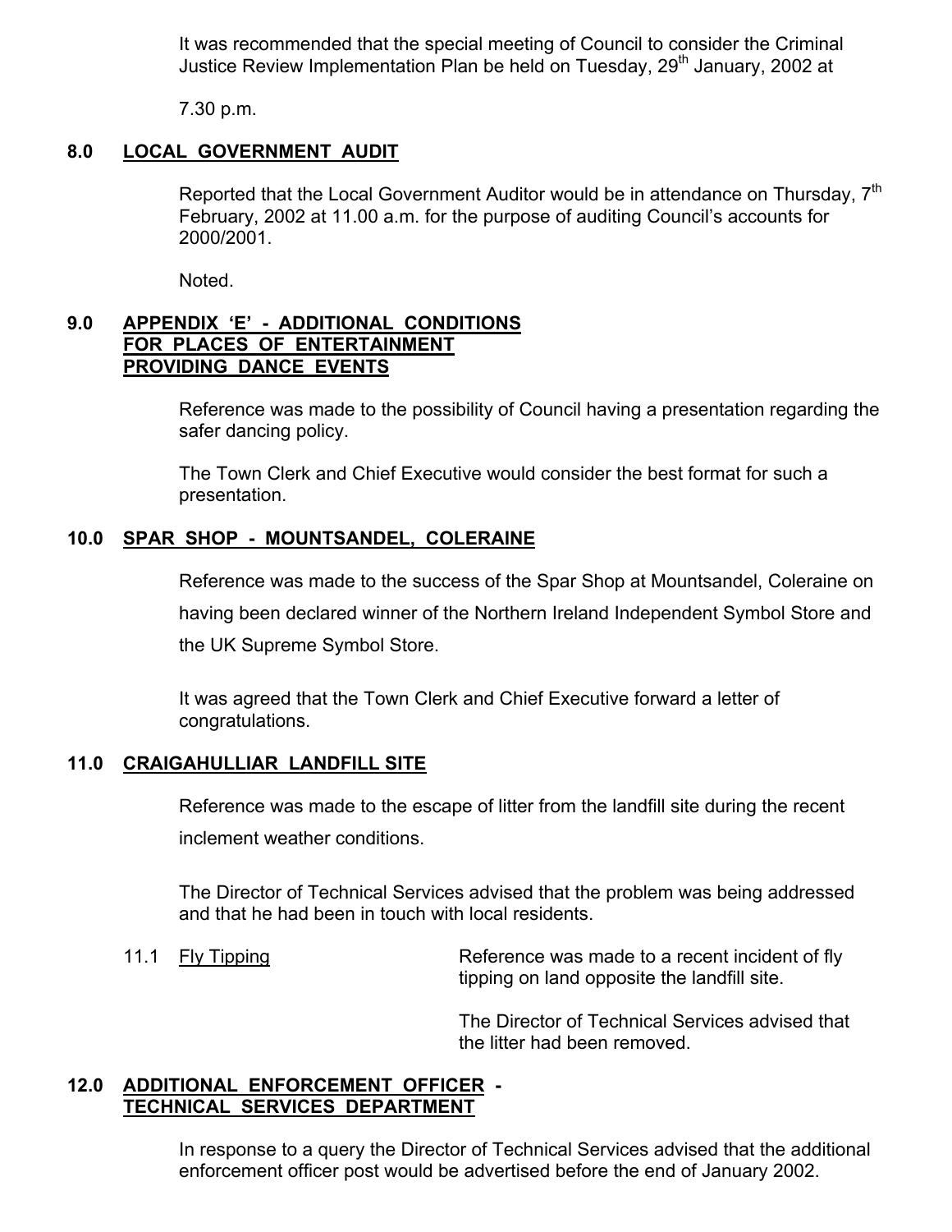It was recommended that the special meeting of Council to consider the Criminal Justice Review Implementation Plan be held on Tuesday, 29th January, 2002 at

7.30 p.m.

## 8.0 LOCAL GOVERNMENT AUDIT

Reported that the Local Government Auditor would be in attendance on Thursday, 7th February, 2002 at 11.00 a.m. for the purpose of auditing Council's accounts for 2000/2001.

Noted.

## 9.0 APPENDIX 'E' - ADDITIONAL CONDITIONS FOR PLACES OF ENTERTAINMENT PROVIDING DANCE EVENTS

Reference was made to the possibility of Council having a presentation regarding the safer dancing policy.

The Town Clerk and Chief Executive would consider the best format for such a presentation.

## 10.0 SPAR SHOP - MOUNTSANDEL, COLERAINE

Reference was made to the success of the Spar Shop at Mountsandel, Coleraine on having been declared winner of the Northern Ireland Independent Symbol Store and the UK Supreme Symbol Store.

It was agreed that the Town Clerk and Chief Executive forward a letter of congratulations.

## 11.0 CRAIGAHULLIAR LANDFILL SITE

Reference was made to the escape of litter from the landfill site during the recent inclement weather conditions.

The Director of Technical Services advised that the problem was being addressed and that he had been in touch with local residents.

11.1 Fly Tipping

Reference was made to a recent incident of fly tipping on land opposite the landfill site.

The Director of Technical Services advised that the litter had been removed.

## 12.0 ADDITIONAL ENFORCEMENT OFFICER - TECHNICAL SERVICES DEPARTMENT

In response to a query the Director of Technical Services advised that the additional enforcement officer post would be advertised before the end of January 2002.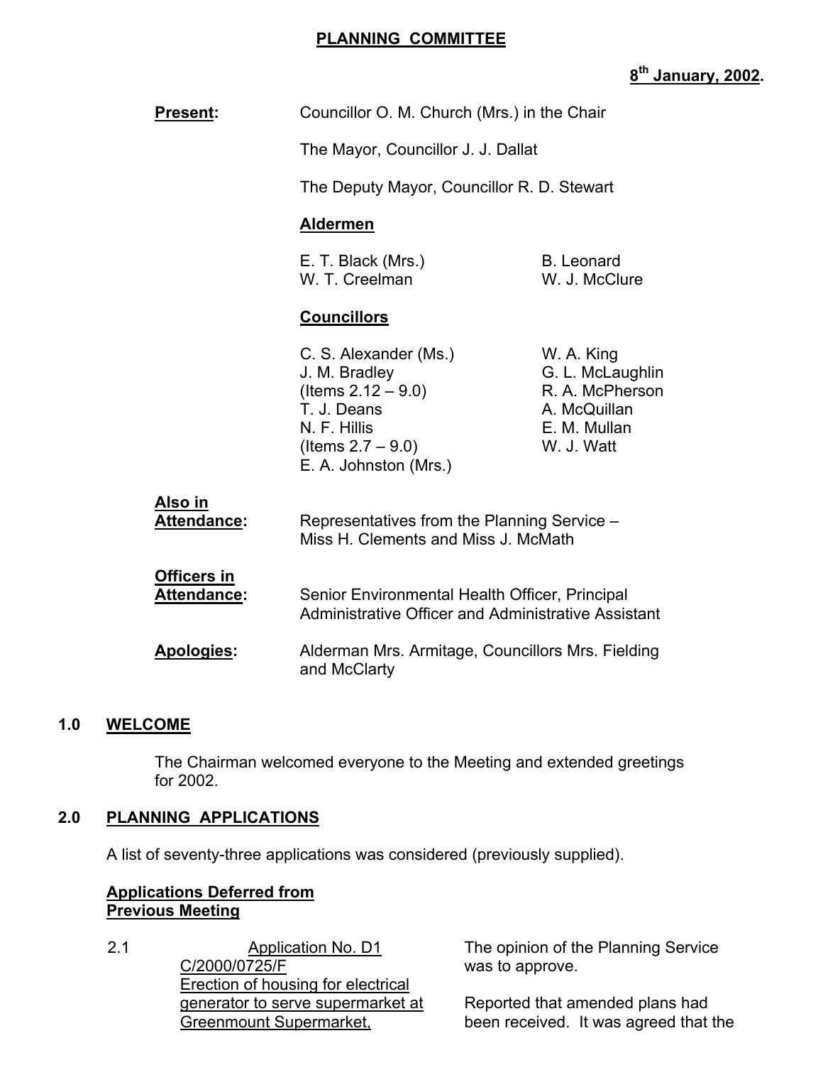## PLANNING COMMITTEE

**8th January, 2002.**

**Present:** Councillor O. M. Church (Mrs.) in the Chair

The Mayor, Councillor J. J. Dallat

The Deputy Mayor, Councillor R. D. Stewart

**Aldermen**

E. T. Black (Mrs.)
W. T. Creelman
B. Leonard
W. J. McClure

**Councillors**

C. S. Alexander (Ms.)
J. M. Bradley (Items 2.12 – 9.0)
T. J. Deans
N. F. Hillis (Items 2.7 – 9.0)
E. A. Johnston (Mrs.)
W. A. King
G. L. McLaughlin
R. A. McPherson
A. McQuillan
E. M. Mullan
W. J. Watt

**Also in Attendance:** Representatives from the Planning Service – Miss H. Clements and Miss J. McMath

**Officers in Attendance:** Senior Environmental Health Officer, Principal Administrative Officer and Administrative Assistant

**Apologies:** Alderman Mrs. Armitage, Councillors Mrs. Fielding and McClarty

### 1.0 WELCOME

The Chairman welcomed everyone to the Meeting and extended greetings for 2002.

### 2.0 PLANNING APPLICATIONS

A list of seventy-three applications was considered (previously supplied).

**Applications Deferred from Previous Meeting**

2.1 Application No. D1
C/2000/0725/F
Erection of housing for electrical generator to serve supermarket at Greenmount Supermarket,

The opinion of the Planning Service was to approve.

Reported that amended plans had been received. It was agreed that the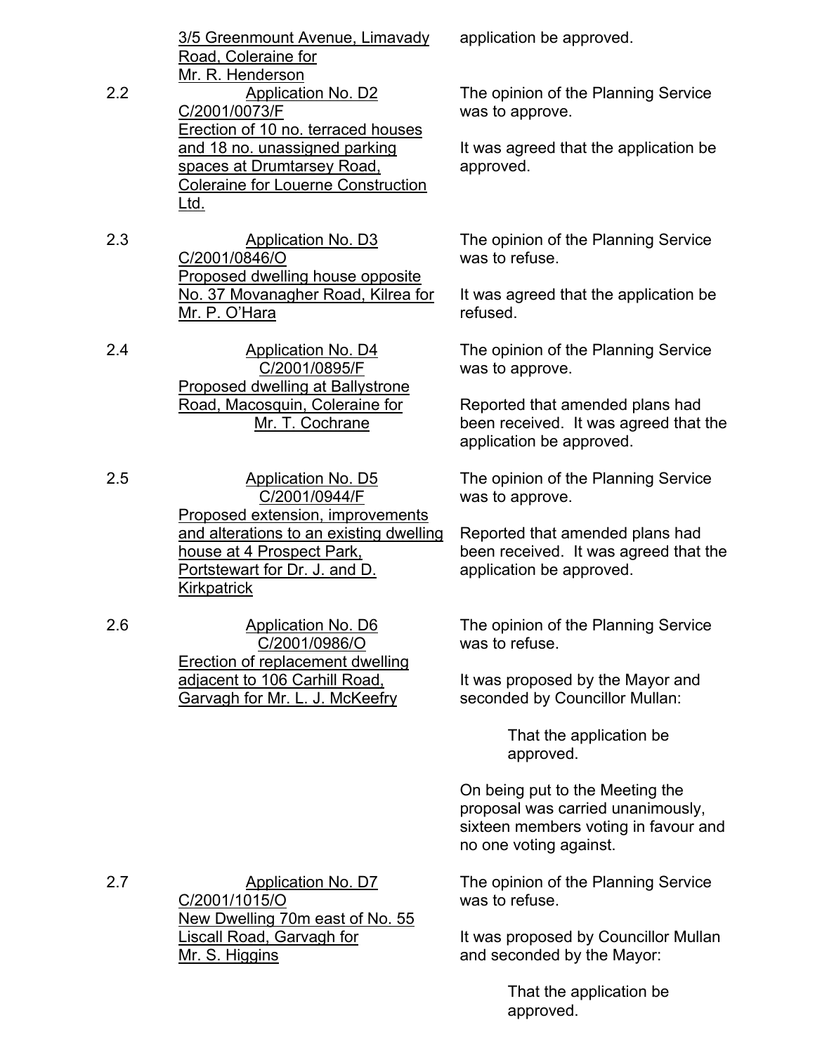| | | |
|---|---|---|
| | 3/5 Greenmount Avenue, Limavady Road, Coleraine for Mr. R. Henderson | application be approved. |
| 2.2 | Application No. D2<br>C/2001/0073/F<br>Erection of 10 no. terraced houses and 18 no. unassigned parking spaces at Drumtarsey Road, Coleraine for Louerne Construction Ltd. | The opinion of the Planning Service was to approve.<br><br>It was agreed that the application be approved. |
| 2.3 | Application No. D3<br>C/2001/0846/O<br>Proposed dwelling house opposite No. 37 Movanagher Road, Kilrea for Mr. P. O'Hara | The opinion of the Planning Service was to refuse.<br><br>It was agreed that the application be refused. |
| 2.4 | Application No. D4<br>C/2001/0895/F<br>Proposed dwelling at Ballystrone Road, Macosquin, Coleraine for Mr. T. Cochrane | The opinion of the Planning Service was to approve.<br><br>Reported that amended plans had been received. It was agreed that the application be approved. |
| 2.5 | Application No. D5<br>C/2001/0944/F<br>Proposed extension, improvements and alterations to an existing dwelling house at 4 Prospect Park, Portstewart for Dr. J. and D. Kirkpatrick | The opinion of the Planning Service was to approve.<br><br>Reported that amended plans had been received. It was agreed that the application be approved. |
| 2.6 | Application No. D6<br>C/2001/0986/O<br>Erection of replacement dwelling adjacent to 106 Carhill Road, Garvagh for Mr. L. J. McKeefry | The opinion of the Planning Service was to refuse.<br><br>It was proposed by the Mayor and seconded by Councillor Mullan:<br><br>That the application be approved.<br><br>On being put to the Meeting the proposal was carried unanimously, sixteen members voting in favour and no one voting against. |
| 2.7 | Application No. D7<br>C/2001/1015/O<br>New Dwelling 70m east of No. 55 Liscall Road, Garvagh for Mr. S. Higgins | The opinion of the Planning Service was to refuse.<br><br>It was proposed by Councillor Mullan and seconded by the Mayor:<br><br>That the application be approved. |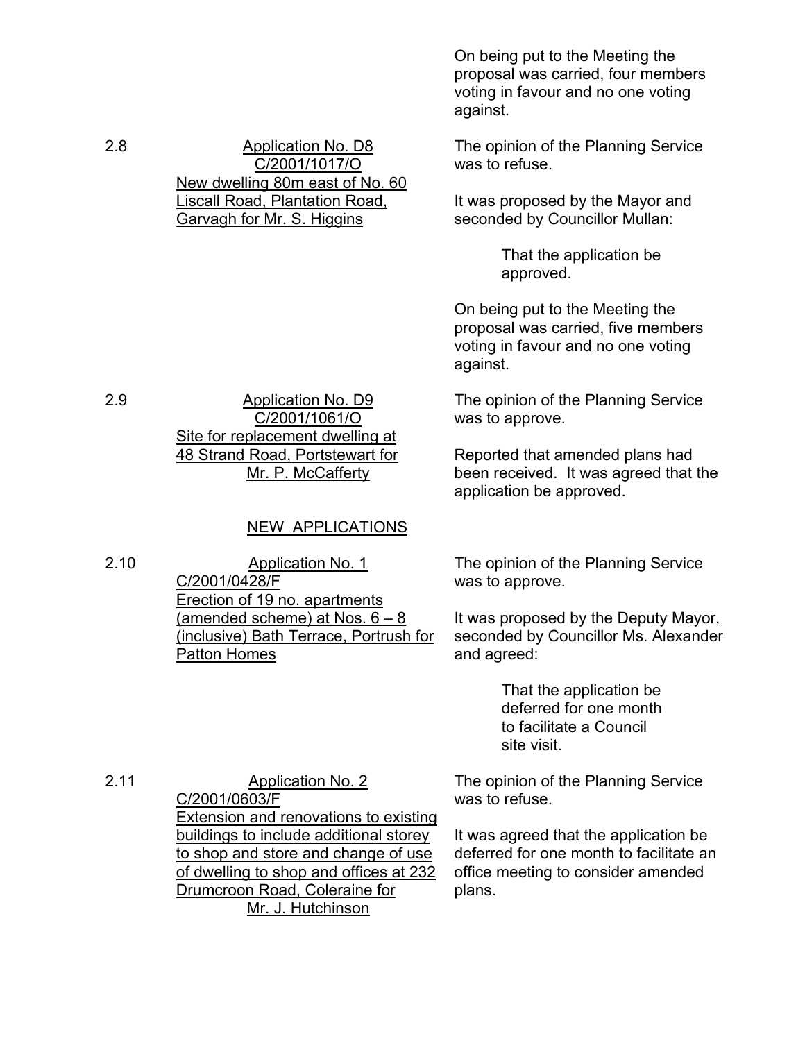On being put to the Meeting the proposal was carried, four members voting in favour and no one voting against.

2.8 Application No. D8
C/2001/1017/O
New dwelling 80m east of No. 60 Liscall Road, Plantation Road, Garvagh for Mr. S. Higgins

The opinion of the Planning Service was to refuse.

It was proposed by the Mayor and seconded by Councillor Mullan:

> That the application be approved.

On being put to the Meeting the proposal was carried, five members voting in favour and no one voting against.

2.9 Application No. D9
C/2001/1061/O
Site for replacement dwelling at 48 Strand Road, Portstewart for Mr. P. McCafferty

The opinion of the Planning Service was to approve.

Reported that amended plans had been received. It was agreed that the application be approved.

## NEW APPLICATIONS

2.10 Application No. 1
C/2001/0428/F
Erection of 19 no. apartments (amended scheme) at Nos. 6 – 8 (inclusive) Bath Terrace, Portrush for Patton Homes

The opinion of the Planning Service was to approve.

It was proposed by the Deputy Mayor, seconded by Councillor Ms. Alexander and agreed:

> That the application be deferred for one month to facilitate a Council site visit.

2.11 Application No. 2
C/2001/0603/F
Extension and renovations to existing buildings to include additional storey to shop and store and change of use of dwelling to shop and offices at 232 Drumcroon Road, Coleraine for Mr. J. Hutchinson

The opinion of the Planning Service was to refuse.

It was agreed that the application be deferred for one month to facilitate an office meeting to consider amended plans.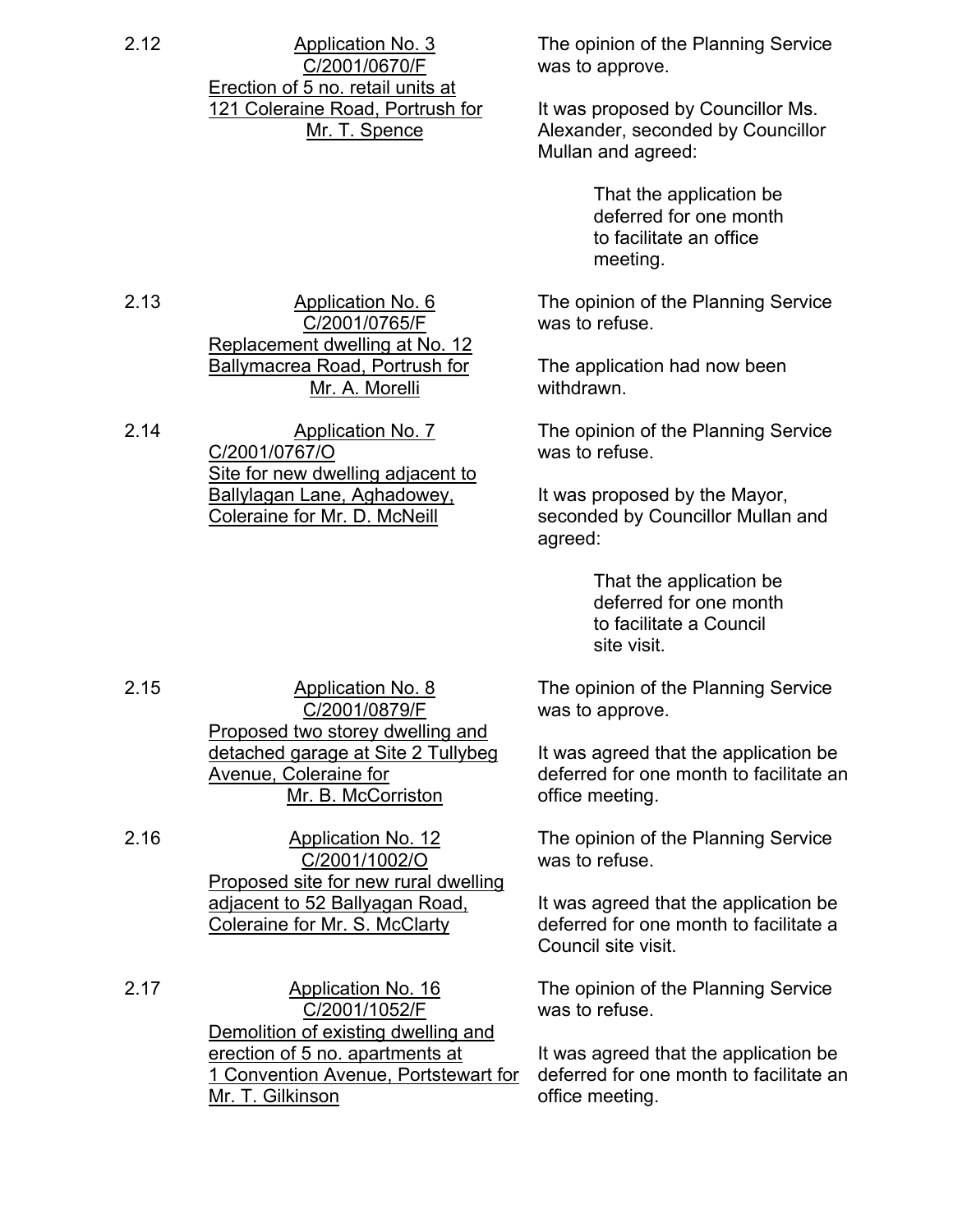2.12 **Application No. 3**
**C/2001/0670/F**
**Erection of 5 no. retail units at 121 Coleraine Road, Portrush for Mr. T. Spence**

The opinion of the Planning Service was to approve.

It was proposed by Councillor Ms. Alexander, seconded by Councillor Mullan and agreed:

> That the application be deferred for one month to facilitate an office meeting.

2.13 **Application No. 6**
**C/2001/0765/F**
**Replacement dwelling at No. 12 Ballymacrea Road, Portrush for Mr. A. Morelli**

The opinion of the Planning Service was to refuse.

The application had now been withdrawn.

2.14 **Application No. 7**
**C/2001/0767/O**
**Site for new dwelling adjacent to Ballylagan Lane, Aghadowey, Coleraine for Mr. D. McNeill**

The opinion of the Planning Service was to refuse.

It was proposed by the Mayor, seconded by Councillor Mullan and agreed:

> That the application be deferred for one month to facilitate a Council site visit.

2.15 **Application No. 8**
**C/2001/0879/F**
**Proposed two storey dwelling and detached garage at Site 2 Tullybeg Avenue, Coleraine for Mr. B. McCorriston**

The opinion of the Planning Service was to approve.

It was agreed that the application be deferred for one month to facilitate an office meeting.

2.16 **Application No. 12**
**C/2001/1002/O**
**Proposed site for new rural dwelling adjacent to 52 Ballyagan Road, Coleraine for Mr. S. McClarty**

The opinion of the Planning Service was to refuse.

It was agreed that the application be deferred for one month to facilitate a Council site visit.

2.17 **Application No. 16**
**C/2001/1052/F**
**Demolition of existing dwelling and erection of 5 no. apartments at 1 Convention Avenue, Portstewart for Mr. T. Gilkinson**

The opinion of the Planning Service was to refuse.

It was agreed that the application be deferred for one month to facilitate an office meeting.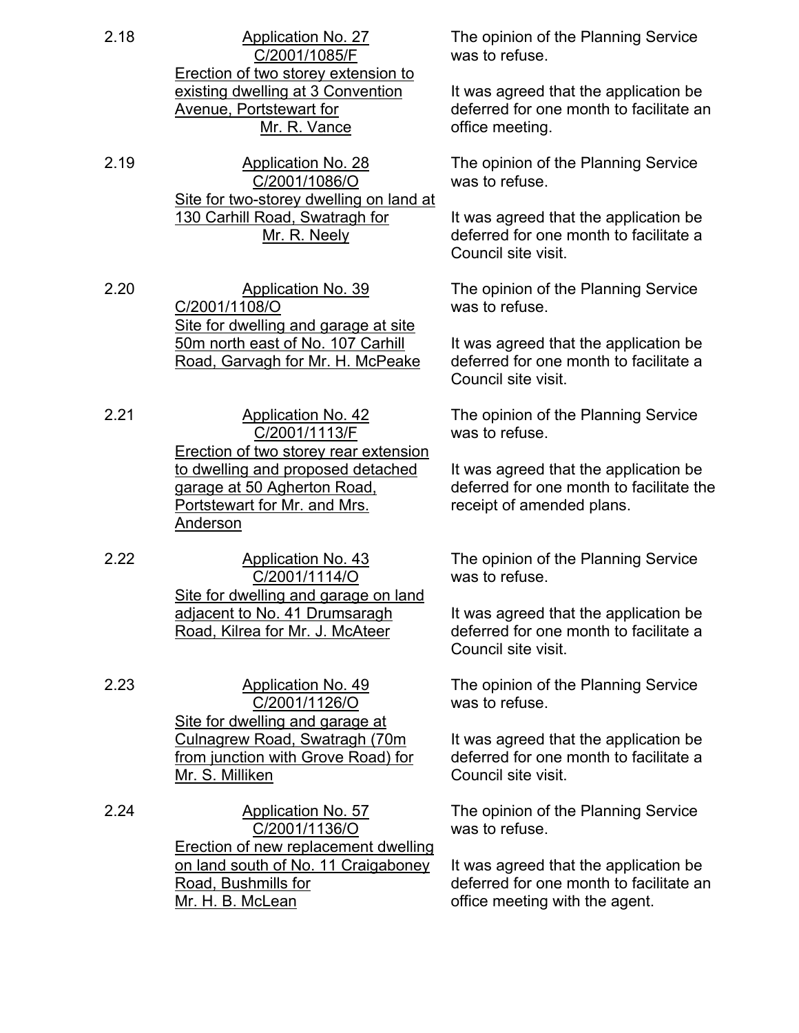| | | |
|---|---|---|
| 2.18 | <u>Application No. 27</u><br><u>C/2001/1085/F</u><br><u>Erection of two storey extension to existing dwelling at 3 Convention Avenue, Portstewart for Mr. R. Vance</u> | The opinion of the Planning Service was to refuse.<br><br>It was agreed that the application be deferred for one month to facilitate an office meeting. |
| 2.19 | <u>Application No. 28</u><br><u>C/2001/1086/O</u><br><u>Site for two-storey dwelling on land at 130 Carhill Road, Swatragh for Mr. R. Neely</u> | The opinion of the Planning Service was to refuse.<br><br>It was agreed that the application be deferred for one month to facilitate a Council site visit. |
| 2.20 | <u>Application No. 39</u><br><u>C/2001/1108/O</u><br><u>Site for dwelling and garage at site 50m north east of No. 107 Carhill Road, Garvagh for Mr. H. McPeake</u> | The opinion of the Planning Service was to refuse.<br><br>It was agreed that the application be deferred for one month to facilitate a Council site visit. |
| 2.21 | <u>Application No. 42</u><br><u>C/2001/1113/F</u><br><u>Erection of two storey rear extension to dwelling and proposed detached garage at 50 Agherton Road, Portstewart for Mr. and Mrs. Anderson</u> | The opinion of the Planning Service was to refuse.<br><br>It was agreed that the application be deferred for one month to facilitate the receipt of amended plans. |
| 2.22 | <u>Application No. 43</u><br><u>C/2001/1114/O</u><br><u>Site for dwelling and garage on land adjacent to No. 41 Drumsaragh Road, Kilrea for Mr. J. McAteer</u> | The opinion of the Planning Service was to refuse.<br><br>It was agreed that the application be deferred for one month to facilitate a Council site visit. |
| 2.23 | <u>Application No. 49</u><br><u>C/2001/1126/O</u><br><u>Site for dwelling and garage at Culnagrew Road, Swatragh (70m from junction with Grove Road) for Mr. S. Milliken</u> | The opinion of the Planning Service was to refuse.<br><br>It was agreed that the application be deferred for one month to facilitate a Council site visit. |
| 2.24 | <u>Application No. 57</u><br><u>C/2001/1136/O</u><br><u>Erection of new replacement dwelling on land south of No. 11 Craigaboney Road, Bushmills for Mr. H. B. McLean</u> | The opinion of the Planning Service was to refuse.<br><br>It was agreed that the application be deferred for one month to facilitate an office meeting with the agent. |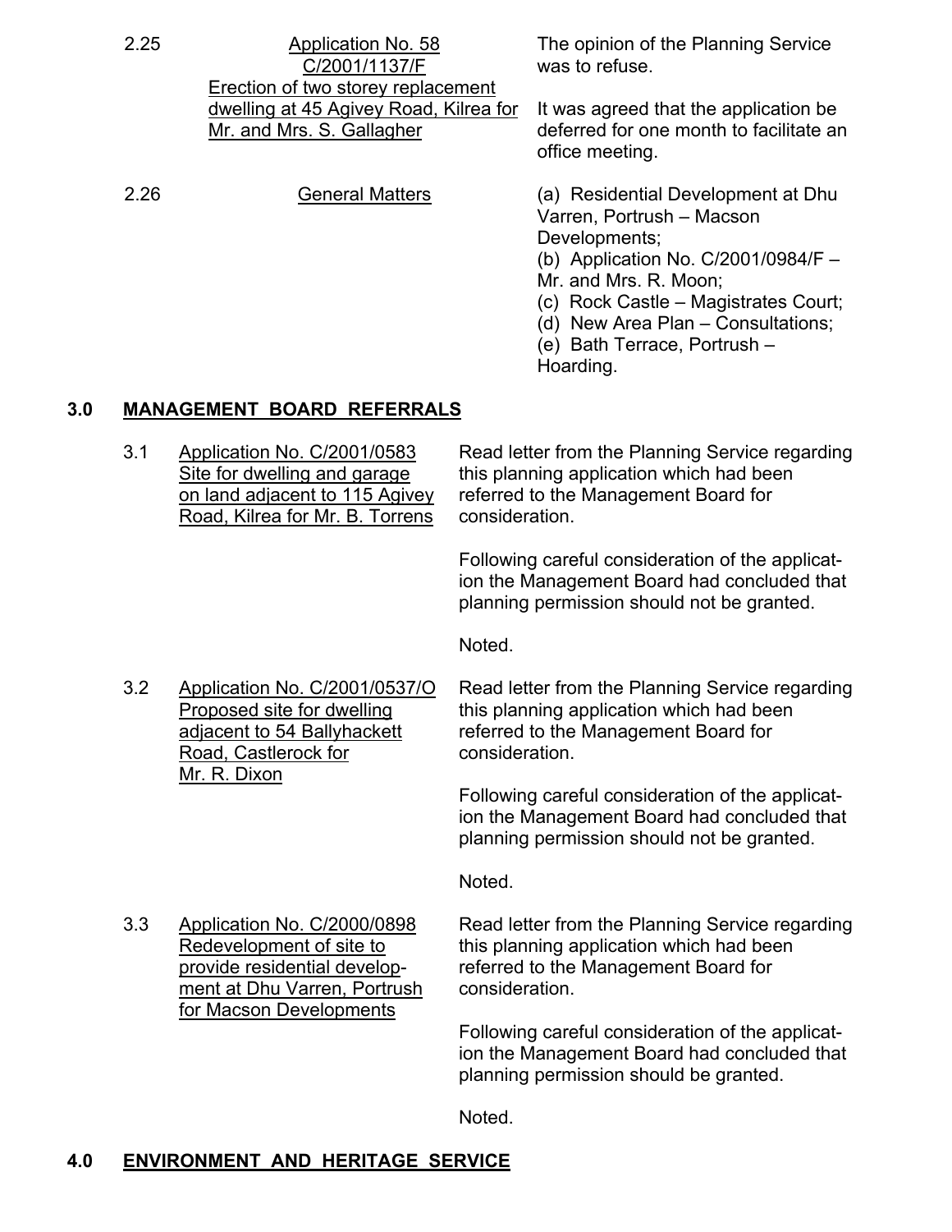| | | |
|---|---|---|
| 2.25 | Application No. 58<br>C/2001/1137/F<br>Erection of two storey replacement dwelling at 45 Agivey Road, Kilrea for Mr. and Mrs. S. Gallagher | The opinion of the Planning Service was to refuse.<br><br>It was agreed that the application be deferred for one month to facilitate an office meeting. |
| 2.26 | General Matters | (a) Residential Development at Dhu Varren, Portrush – Macson Developments;<br>(b) Application No. C/2001/0984/F – Mr. and Mrs. R. Moon;<br>(c) Rock Castle – Magistrates Court;<br>(d) New Area Plan – Consultations;<br>(e) Bath Terrace, Portrush – Hoarding. |

## 3.0 MANAGEMENT BOARD REFERRALS

| | | |
|---|---|---|
| 3.1 | Application No. C/2001/0583<br>Site for dwelling and garage on land adjacent to 115 Agivey Road, Kilrea for Mr. B. Torrens | Read letter from the Planning Service regarding this planning application which had been referred to the Management Board for consideration.<br><br>Following careful consideration of the application the Management Board had concluded that planning permission should not be granted.<br><br>Noted. |
| 3.2 | Application No. C/2001/0537/O<br>Proposed site for dwelling adjacent to 54 Ballyhackett Road, Castlerock for Mr. R. Dixon | Read letter from the Planning Service regarding this planning application which had been referred to the Management Board for consideration.<br><br>Following careful consideration of the application the Management Board had concluded that planning permission should not be granted.<br><br>Noted. |
| 3.3 | Application No. C/2000/0898<br>Redevelopment of site to provide residential development at Dhu Varren, Portrush for Macson Developments | Read letter from the Planning Service regarding this planning application which had been referred to the Management Board for consideration.<br><br>Following careful consideration of the application the Management Board had concluded that planning permission should be granted.<br><br>Noted. |

## 4.0 ENVIRONMENT AND HERITAGE SERVICE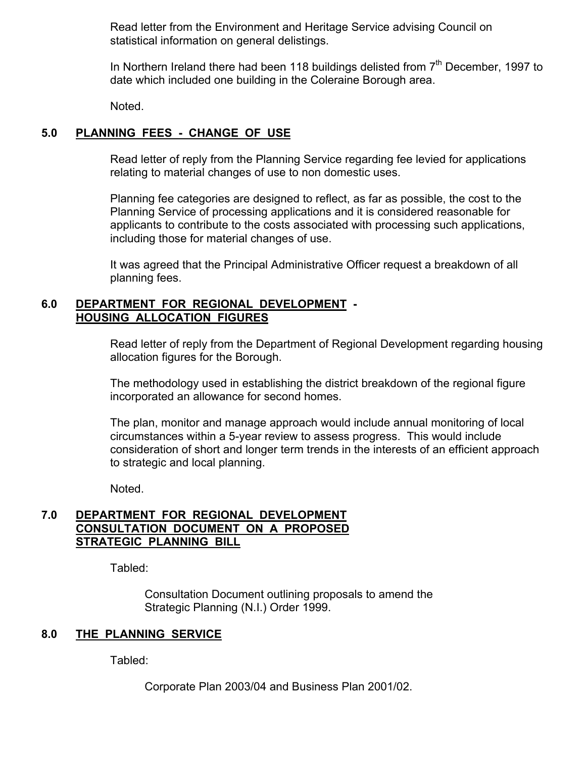Read letter from the Environment and Heritage Service advising Council on statistical information on general delistings.

In Northern Ireland there had been 118 buildings delisted from 7th December, 1997 to date which included one building in the Coleraine Borough area.

Noted.

## 5.0 PLANNING FEES - CHANGE OF USE

Read letter of reply from the Planning Service regarding fee levied for applications relating to material changes of use to non domestic uses.

Planning fee categories are designed to reflect, as far as possible, the cost to the Planning Service of processing applications and it is considered reasonable for applicants to contribute to the costs associated with processing such applications, including those for material changes of use.

It was agreed that the Principal Administrative Officer request a breakdown of all planning fees.

## 6.0 DEPARTMENT FOR REGIONAL DEVELOPMENT - HOUSING ALLOCATION FIGURES

Read letter of reply from the Department of Regional Development regarding housing allocation figures for the Borough.

The methodology used in establishing the district breakdown of the regional figure incorporated an allowance for second homes.

The plan, monitor and manage approach would include annual monitoring of local circumstances within a 5-year review to assess progress. This would include consideration of short and longer term trends in the interests of an efficient approach to strategic and local planning.

Noted.

## 7.0 DEPARTMENT FOR REGIONAL DEVELOPMENT CONSULTATION DOCUMENT ON A PROPOSED STRATEGIC PLANNING BILL

Tabled:

Consultation Document outlining proposals to amend the Strategic Planning (N.I.) Order 1999.

## 8.0 THE PLANNING SERVICE

Tabled:

Corporate Plan 2003/04 and Business Plan 2001/02.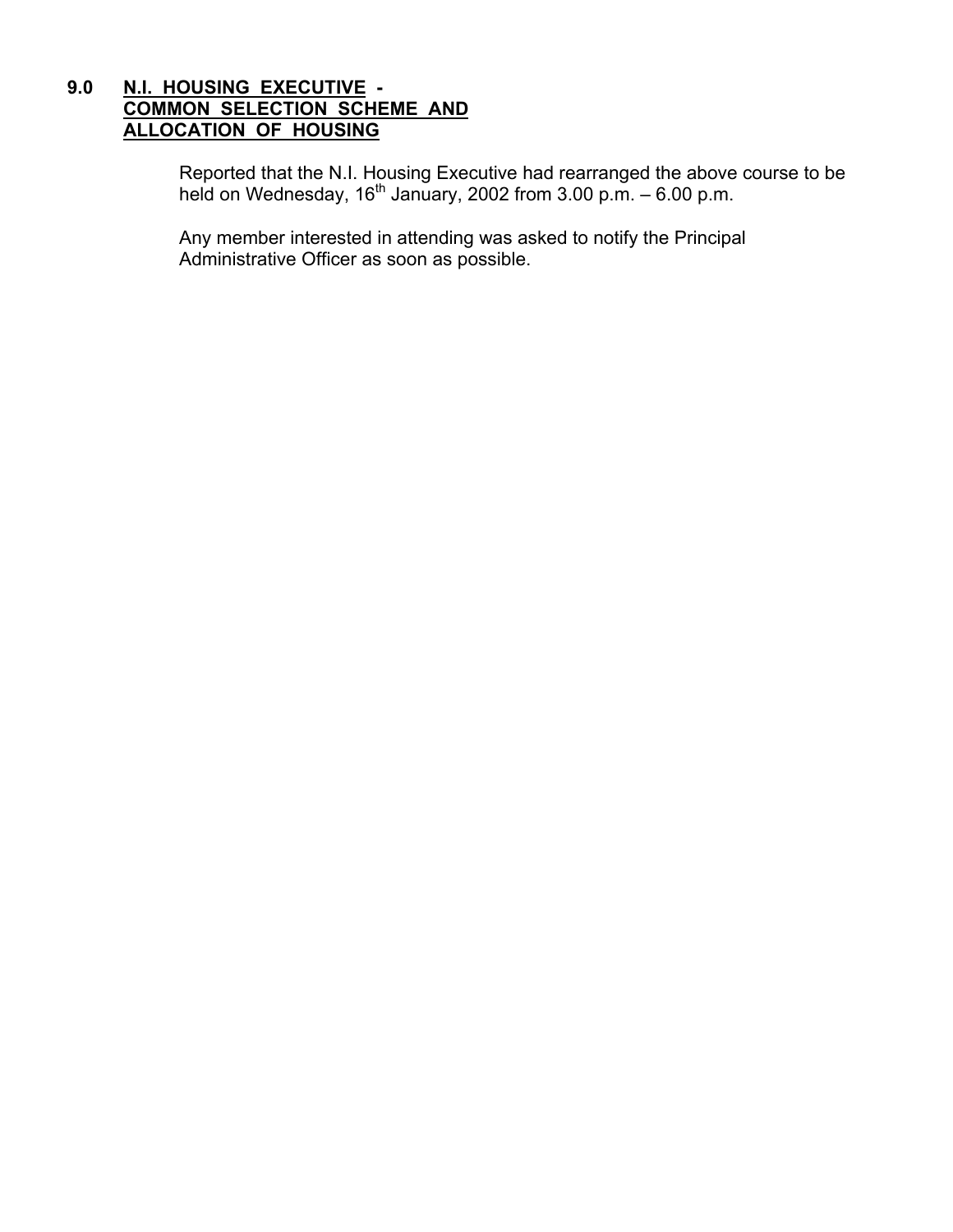## 9.0 N.I. HOUSING EXECUTIVE - COMMON SELECTION SCHEME AND ALLOCATION OF HOUSING

Reported that the N.I. Housing Executive had rearranged the above course to be held on Wednesday, 16th January, 2002 from 3.00 p.m. – 6.00 p.m.

Any member interested in attending was asked to notify the Principal Administrative Officer as soon as possible.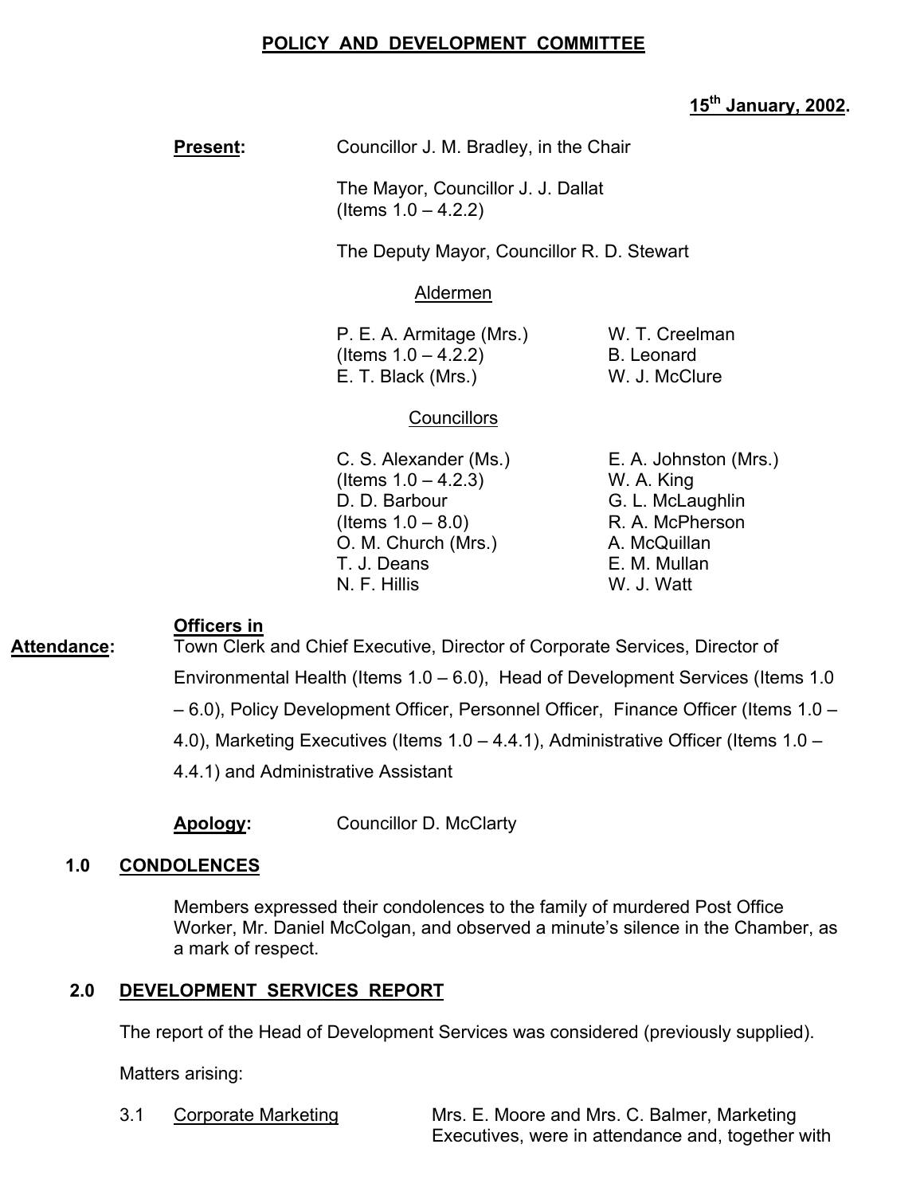## POLICY AND DEVELOPMENT COMMITTEE

**15th January, 2002.**

**Present:** Councillor J. M. Bradley, in the Chair

The Mayor, Councillor J. J. Dallat (Items 1.0 – 4.2.2)

The Deputy Mayor, Councillor R. D. Stewart

Aldermen

P. E. A. Armitage (Mrs.) (Items 1.0 – 4.2.2)
E. T. Black (Mrs.)
W. T. Creelman
B. Leonard
W. J. McClure

Councillors

C. S. Alexander (Ms.) (Items 1.0 – 4.2.3)
D. D. Barbour (Items 1.0 – 8.0)
O. M. Church (Mrs.)
T. J. Deans
N. F. Hillis
E. A. Johnston (Mrs.)
W. A. King
G. L. McLaughlin
R. A. McPherson
A. McQuillan
E. M. Mullan
W. J. Watt

**Officers in Attendance:** Town Clerk and Chief Executive, Director of Corporate Services, Director of Environmental Health (Items 1.0 – 6.0), Head of Development Services (Items 1.0 – 6.0), Policy Development Officer, Personnel Officer, Finance Officer (Items 1.0 – 4.0), Marketing Executives (Items 1.0 – 4.4.1), Administrative Officer (Items 1.0 – 4.4.1) and Administrative Assistant

**Apology:** Councillor D. McClarty

### 1.0 CONDOLENCES

Members expressed their condolences to the family of murdered Post Office Worker, Mr. Daniel McColgan, and observed a minute's silence in the Chamber, as a mark of respect.

### 2.0 DEVELOPMENT SERVICES REPORT

The report of the Head of Development Services was considered (previously supplied).

Matters arising:

3.1 Corporate Marketing — Mrs. E. Moore and Mrs. C. Balmer, Marketing Executives, were in attendance and, together with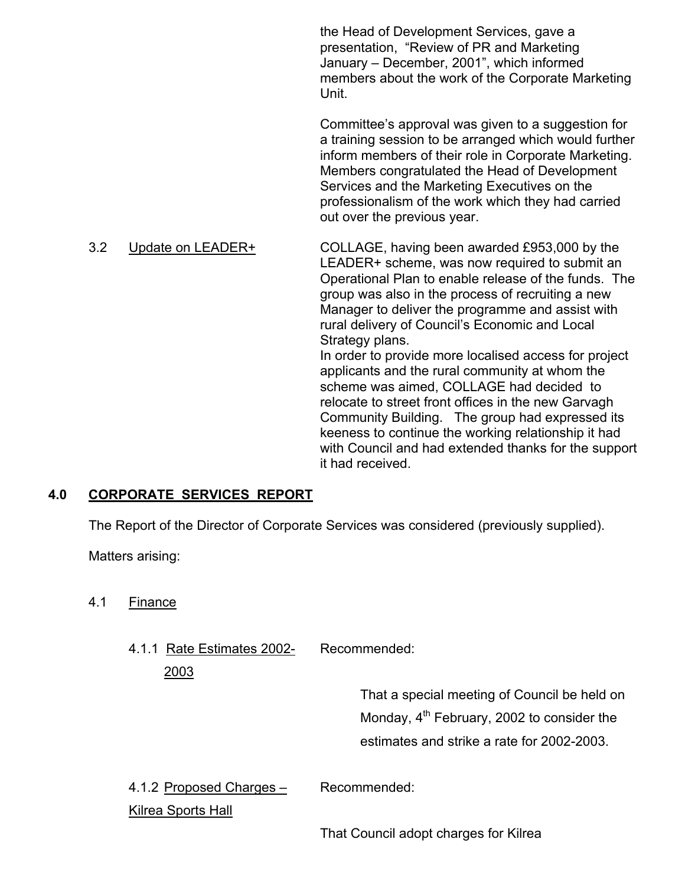the Head of Development Services, gave a presentation, "Review of PR and Marketing January – December, 2001", which informed members about the work of the Corporate Marketing Unit.

Committee's approval was given to a suggestion for a training session to be arranged which would further inform members of their role in Corporate Marketing. Members congratulated the Head of Development Services and the Marketing Executives on the professionalism of the work which they had carried out over the previous year.

3.2 Update on LEADER+

COLLAGE, having been awarded £953,000 by the LEADER+ scheme, was now required to submit an Operational Plan to enable release of the funds. The group was also in the process of recruiting a new Manager to deliver the programme and assist with rural delivery of Council's Economic and Local Strategy plans.

In order to provide more localised access for project applicants and the rural community at whom the scheme was aimed, COLLAGE had decided to relocate to street front offices in the new Garvagh Community Building. The group had expressed its keeness to continue the working relationship it had with Council and had extended thanks for the support it had received.

## 4.0 CORPORATE SERVICES REPORT

The Report of the Director of Corporate Services was considered (previously supplied).

Matters arising:

4.1 Finance

4.1.1 Rate Estimates 2002-2003

Recommended:

That a special meeting of Council be held on Monday, 4th February, 2002 to consider the estimates and strike a rate for 2002-2003.

4.1.2 Proposed Charges – Kilrea Sports Hall

Recommended:

That Council adopt charges for Kilrea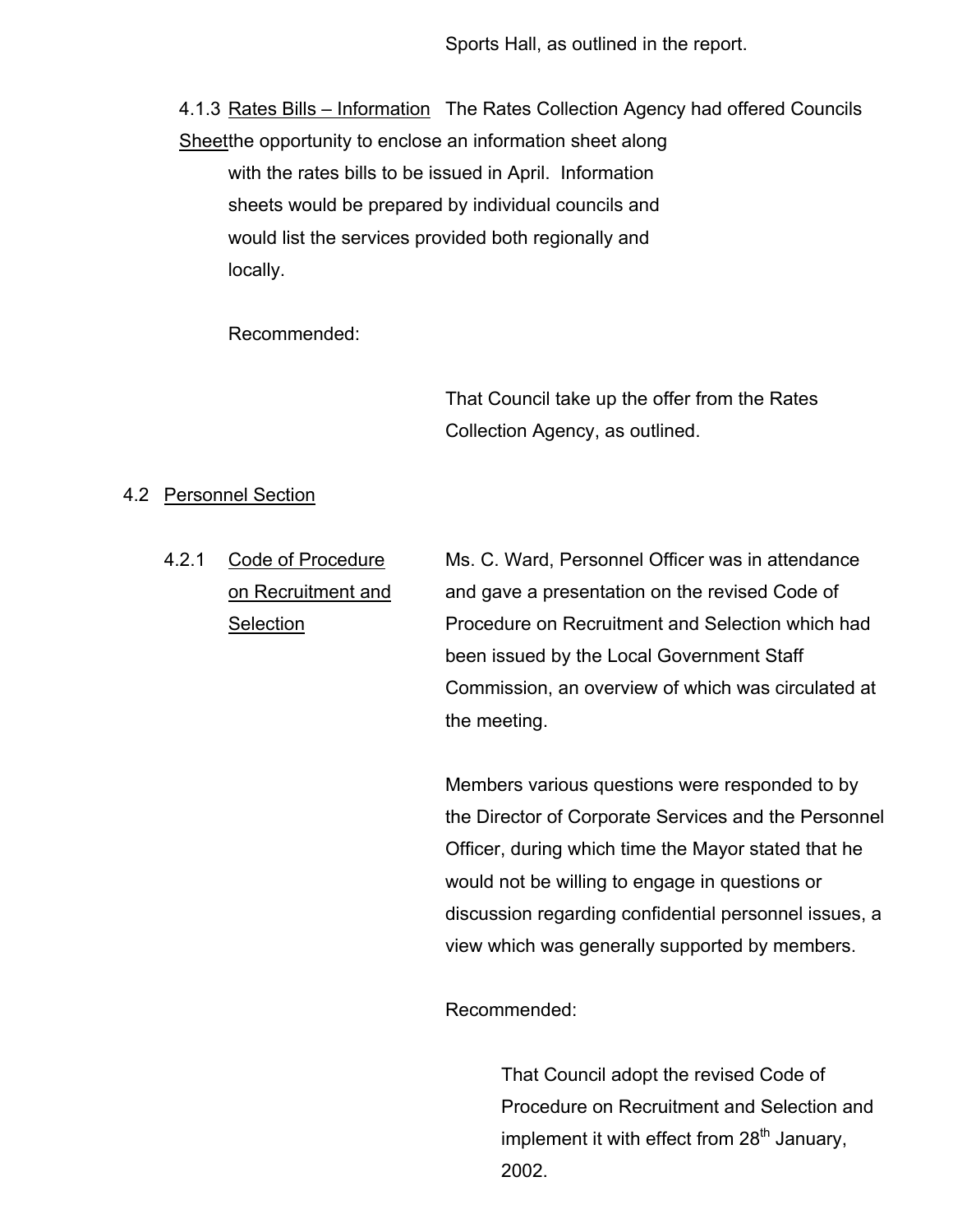Sports Hall, as outlined in the report.

4.1.3 Rates Bills – Information Sheet

The Rates Collection Agency had offered Councils the opportunity to enclose an information sheet along with the rates bills to be issued in April. Information sheets would be prepared by individual councils and would list the services provided both regionally and locally.

Recommended:

That Council take up the offer from the Rates Collection Agency, as outlined.

4.2 Personnel Section

4.2.1 Code of Procedure on Recruitment and Selection

Ms. C. Ward, Personnel Officer was in attendance and gave a presentation on the revised Code of Procedure on Recruitment and Selection which had been issued by the Local Government Staff Commission, an overview of which was circulated at the meeting.

Members various questions were responded to by the Director of Corporate Services and the Personnel Officer, during which time the Mayor stated that he would not be willing to engage in questions or discussion regarding confidential personnel issues, a view which was generally supported by members.

Recommended:

That Council adopt the revised Code of Procedure on Recruitment and Selection and implement it with effect from 28th January, 2002.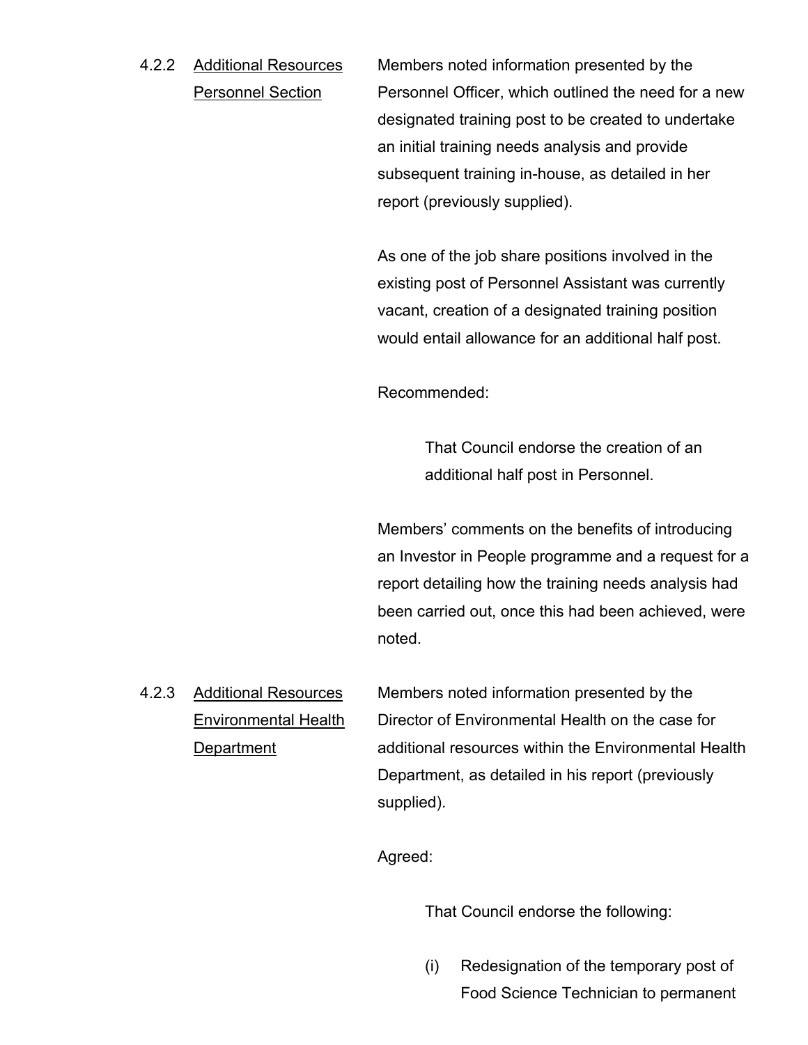**4.2.2 Additional Resources Personnel Section**

Members noted information presented by the Personnel Officer, which outlined the need for a new designated training post to be created to undertake an initial training needs analysis and provide subsequent training in-house, as detailed in her report (previously supplied).

As one of the job share positions involved in the existing post of Personnel Assistant was currently vacant, creation of a designated training position would entail allowance for an additional half post.

Recommended:

> That Council endorse the creation of an additional half post in Personnel.

Members' comments on the benefits of introducing an Investor in People programme and a request for a report detailing how the training needs analysis had been carried out, once this had been achieved, were noted.

**4.2.3 Additional Resources Environmental Health Department**

Members noted information presented by the Director of Environmental Health on the case for additional resources within the Environmental Health Department, as detailed in his report (previously supplied).

Agreed:

> That Council endorse the following:
>
> (i) Redesignation of the temporary post of Food Science Technician to permanent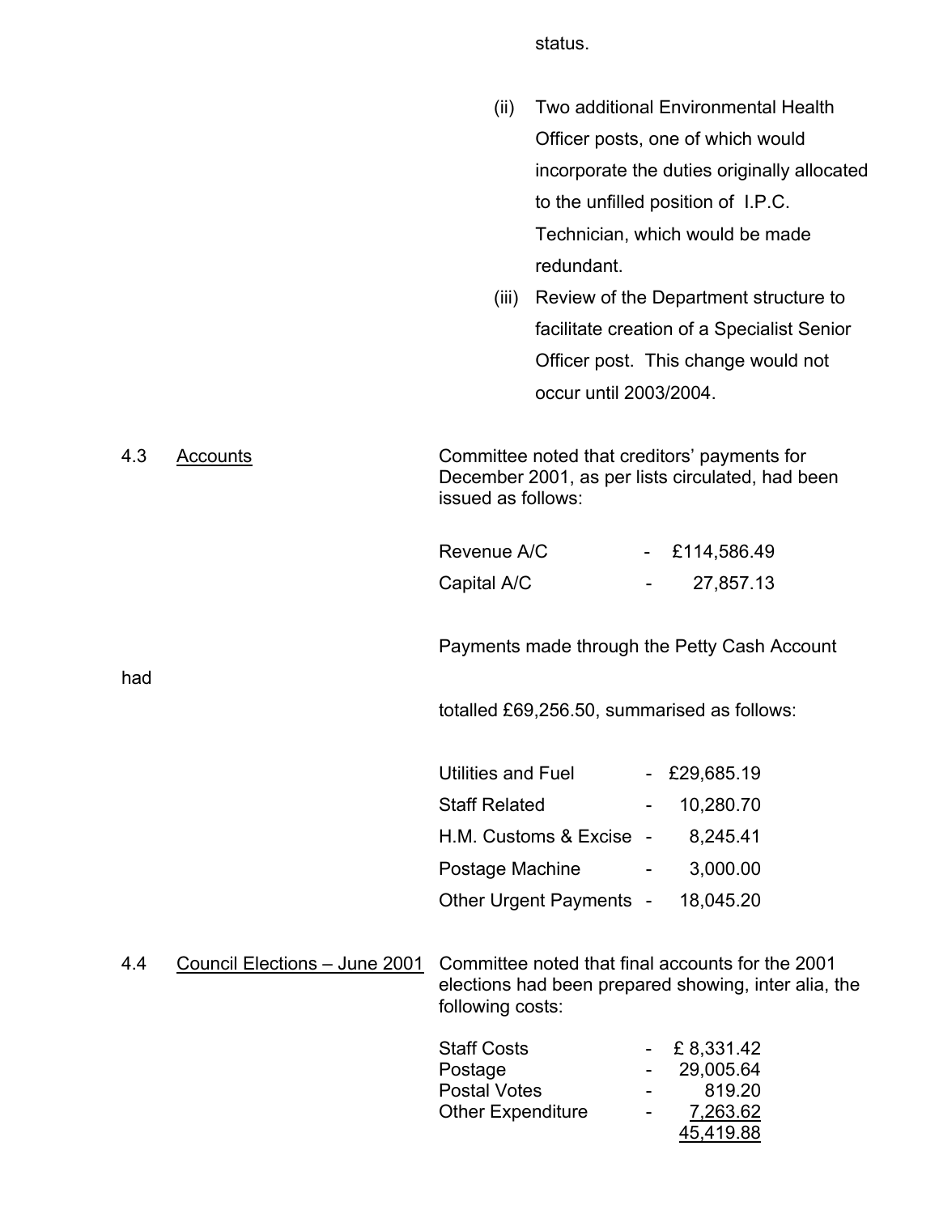status.

(ii) Two additional Environmental Health Officer posts, one of which would incorporate the duties originally allocated to the unfilled position of I.P.C. Technician, which would be made redundant.

(iii) Review of the Department structure to facilitate creation of a Specialist Senior Officer post. This change would not occur until 2003/2004.

4.3 Accounts

Committee noted that creditors' payments for December 2001, as per lists circulated, had been issued as follows:

| | | |
|---|---|---|
| Revenue A/C | - | £114,586.49 |
| Capital A/C | - | 27,857.13 |

Payments made through the Petty Cash Account had totalled £69,256.50, summarised as follows:

| | | |
|---|---|---|
| Utilities and Fuel | - | £29,685.19 |
| Staff Related | - | 10,280.70 |
| H.M. Customs & Excise | - | 8,245.41 |
| Postage Machine | - | 3,000.00 |
| Other Urgent Payments | - | 18,045.20 |

4.4 Council Elections – June 2001

Committee noted that final accounts for the 2001 elections had been prepared showing, inter alia, the following costs:

| | | |
|---|---|---|
| Staff Costs | - | £ 8,331.42 |
| Postage | - | 29,005.64 |
| Postal Votes | - | 819.20 |
| Other Expenditure | - | 7,263.62 |
| | | 45,419.88 |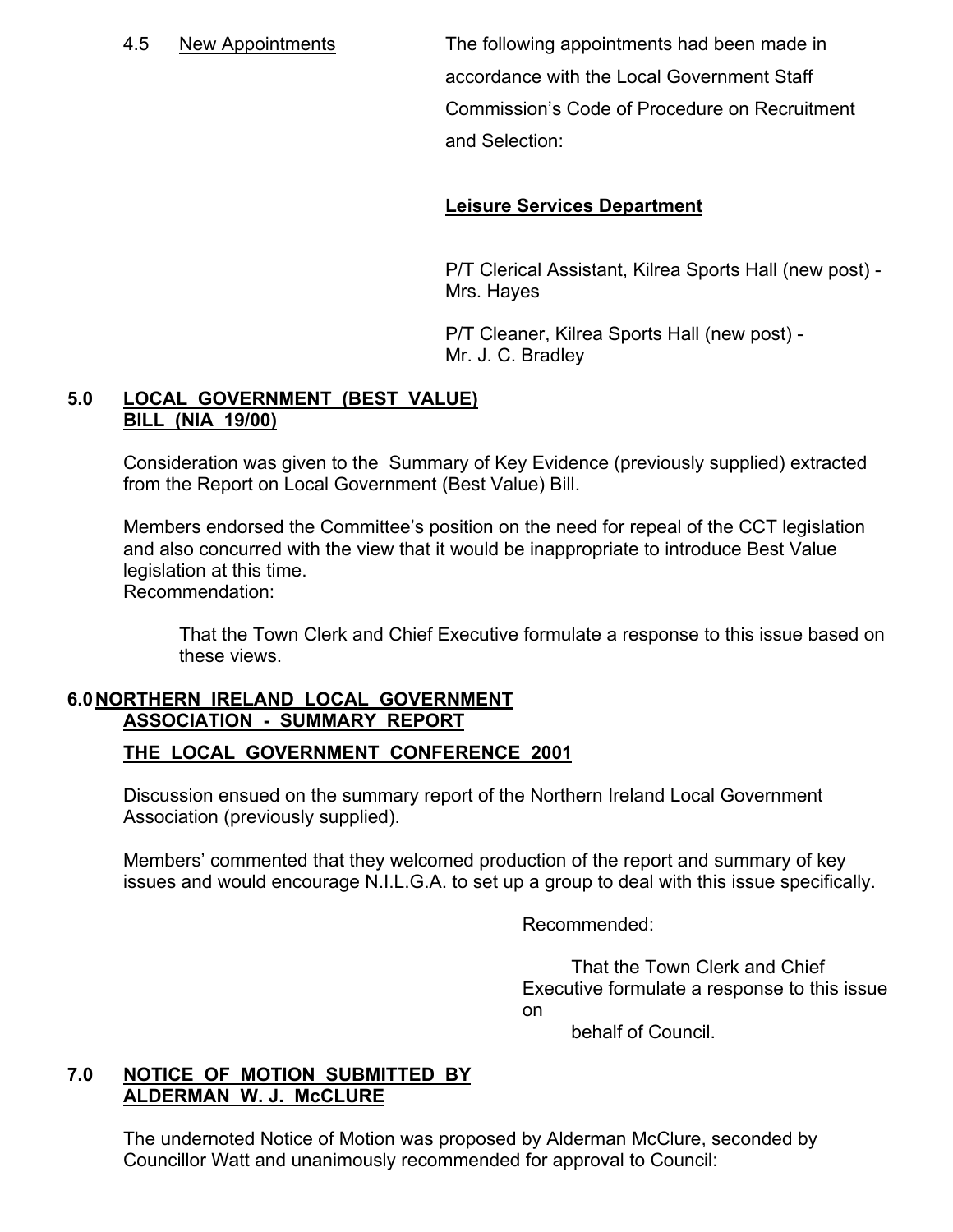4.5 New Appointments

The following appointments had been made in accordance with the Local Government Staff Commission's Code of Procedure on Recruitment and Selection:

**Leisure Services Department**

P/T Clerical Assistant, Kilrea Sports Hall (new post) - Mrs. Hayes

P/T Cleaner, Kilrea Sports Hall (new post) - Mr. J. C. Bradley

## 5.0 LOCAL GOVERNMENT (BEST VALUE) BILL (NIA 19/00)

Consideration was given to the Summary of Key Evidence (previously supplied) extracted from the Report on Local Government (Best Value) Bill.

Members endorsed the Committee's position on the need for repeal of the CCT legislation and also concurred with the view that it would be inappropriate to introduce Best Value legislation at this time.
Recommendation:

> That the Town Clerk and Chief Executive formulate a response to this issue based on these views.

## 6.0 NORTHERN IRELAND LOCAL GOVERNMENT ASSOCIATION - SUMMARY REPORT

### THE LOCAL GOVERNMENT CONFERENCE 2001

Discussion ensued on the summary report of the Northern Ireland Local Government Association (previously supplied).

Members' commented that they welcomed production of the report and summary of key issues and would encourage N.I.L.G.A. to set up a group to deal with this issue specifically.

Recommended:

> That the Town Clerk and Chief Executive formulate a response to this issue on behalf of Council.

## 7.0 NOTICE OF MOTION SUBMITTED BY ALDERMAN W. J. McCLURE

The undernoted Notice of Motion was proposed by Alderman McClure, seconded by Councillor Watt and unanimously recommended for approval to Council: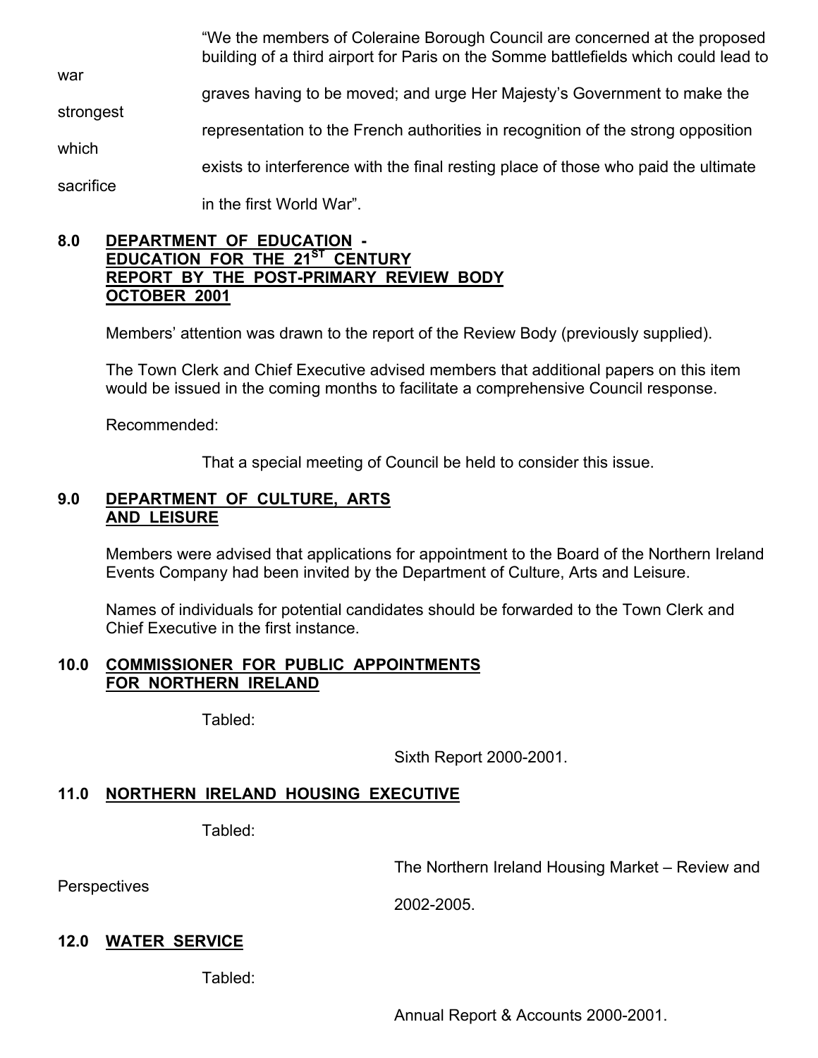"We the members of Coleraine Borough Council are concerned at the proposed building of a third airport for Paris on the Somme battlefields which could lead to war graves having to be moved; and urge Her Majesty's Government to make the strongest representation to the French authorities in recognition of the strong opposition which exists to interference with the final resting place of those who paid the ultimate sacrifice in the first World War".

## 8.0 DEPARTMENT OF EDUCATION - EDUCATION FOR THE 21ST CENTURY REPORT BY THE POST-PRIMARY REVIEW BODY OCTOBER 2001

Members' attention was drawn to the report of the Review Body (previously supplied).

The Town Clerk and Chief Executive advised members that additional papers on this item would be issued in the coming months to facilitate a comprehensive Council response.

Recommended:

That a special meeting of Council be held to consider this issue.

## 9.0 DEPARTMENT OF CULTURE, ARTS AND LEISURE

Members were advised that applications for appointment to the Board of the Northern Ireland Events Company had been invited by the Department of Culture, Arts and Leisure.

Names of individuals for potential candidates should be forwarded to the Town Clerk and Chief Executive in the first instance.

## 10.0 COMMISSIONER FOR PUBLIC APPOINTMENTS FOR NORTHERN IRELAND

Tabled:

Sixth Report 2000-2001.

## 11.0 NORTHERN IRELAND HOUSING EXECUTIVE

Tabled:

The Northern Ireland Housing Market – Review and Perspectives 2002-2005.

## 12.0 WATER SERVICE

Tabled:

Annual Report & Accounts 2000-2001.